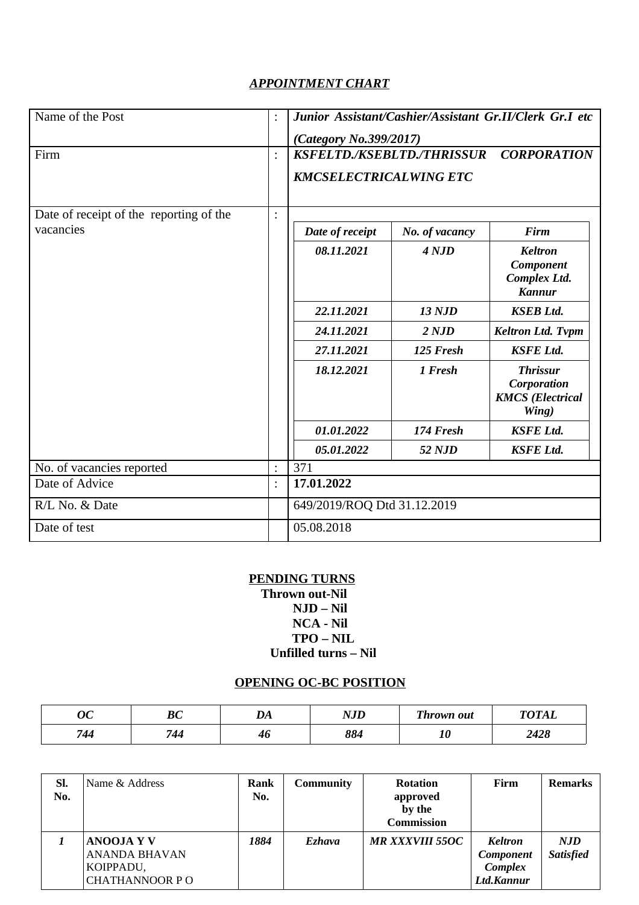## *APPOINTMENT CHART*

| | | |
|---|---|---|
| Name of the Post | : | ***Junior Assistant/Cashier/Assistant Gr.II/Clerk Gr.I etc (Category No.399/2017)*** |
| Firm | : | ***KSFELTD./KSEBLTD./THRISSUR CORPORATION KMCSELECTRICALWING ETC*** |
| Date of receipt of the reporting of the vacancies | : | (see table below) |
| No. of vacancies reported | : | 371 |
| Date of Advice | : | **17.01.2022** |
| R/L No. & Date | | 649/2019/ROQ Dtd 31.12.2019 |
| Date of test | | 05.08.2018 |

| *Date of receipt* | *No. of vacancy* | *Firm* |
|---|---|---|
| ***08.11.2021*** | ***4 NJD*** | ***Keltron Component Complex Ltd. Kannur*** |
| ***22.11.2021*** | ***13 NJD*** | ***KSEB Ltd.*** |
| ***24.11.2021*** | ***2 NJD*** | ***Keltron Ltd. Tvpm*** |
| ***27.11.2021*** | ***125 Fresh*** | ***KSFE Ltd.*** |
| ***18.12.2021*** | ***1 Fresh*** | ***Thrissur Corporation KMCS (Electrical Wing)*** |
| ***01.01.2022*** | ***174 Fresh*** | ***KSFE Ltd.*** |
| ***05.01.2022*** | ***52 NJD*** | ***KSFE Ltd.*** |

**PENDING TURNS**

**Thrown out-Nil**
**NJD – Nil**
**NCA - Nil**
**TPO – NIL**
**Unfilled turns – Nil**

**OPENING OC-BC POSITION**

| *OC* | *BC* | *DA* | *NJD* | *Thrown out* | *TOTAL* |
|---|---|---|---|---|---|
| ***744*** | ***744*** | ***46*** | ***884*** | ***10*** | ***2428*** |

| Sl. No. | Name & Address | Rank No. | Community | Rotation approved by the Commission | Firm | Remarks |
|---|---|---|---|---|---|---|
| ***1*** | **ANOOJA Y V** ANANDA BHAVAN KOIPPADU, CHATHANNOOR P O | ***1884*** | ***Ezhava*** | ***MR XXXVIII 55OC*** | ***Keltron Component Complex Ltd.Kannur*** | ***NJD Satisfied*** |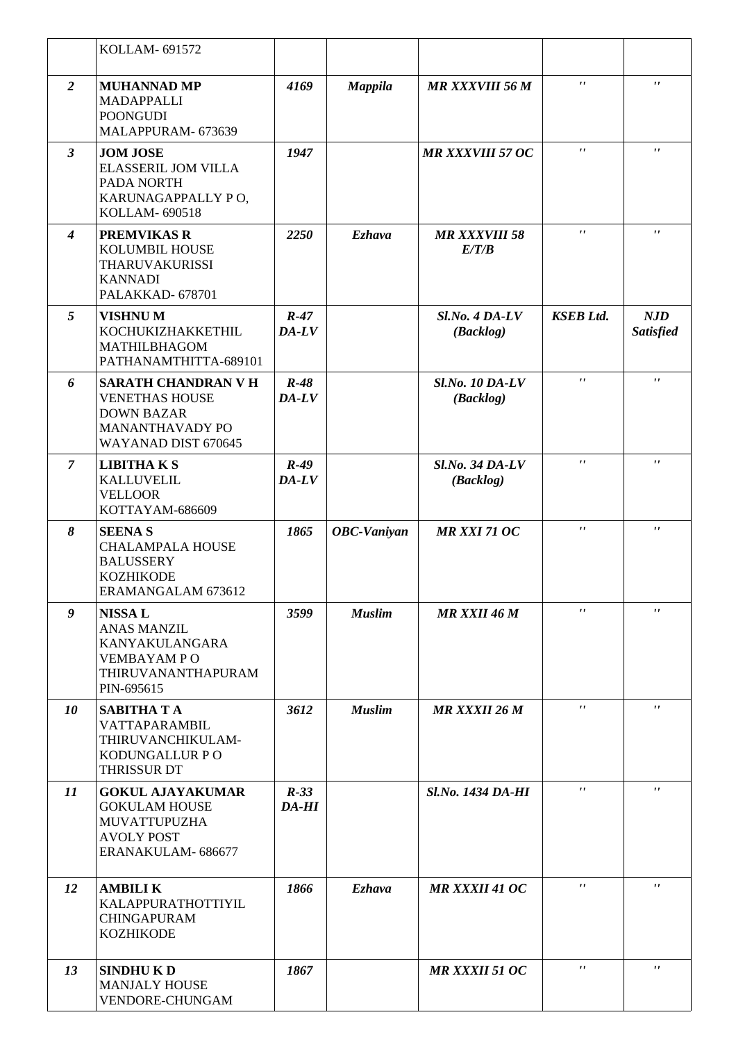|   | KOLLAM- 691572 |   |   |   |   |   |
|---|---|---|---|---|---|---|
| ***2*** | **MUHANNAD MP**<br>MADAPPALLI<br>POONGUDI<br>MALAPPURAM- 673639 | ***4169*** | ***Mappila*** | ***MR XXXVIII 56 M*** | ***"*** | ***"*** |
| ***3*** | **JOM JOSE**<br>ELASSERIL JOM VILLA<br>PADA NORTH<br>KARUNAGAPPALLY P O,<br>KOLLAM- 690518 | ***1947*** |   | ***MR XXXVIII 57 OC*** | ***"*** | ***"*** |
| ***4*** | **PREMVIKAS R**<br>KOLUMBIL HOUSE<br>THARUVAKURISSI<br>KANNADI<br>PALAKKAD- 678701 | ***2250*** | ***Ezhava*** | ***MR XXXVIII 58 E/T/B*** | ***"*** | ***"*** |
| ***5*** | **VISHNU M**<br>KOCHUKIZHAKKETHIL<br>MATHILBHAGOM<br>PATHANAMTHITTA-689101 | ***R-47 DA-LV*** |   | ***Sl.No. 4 DA-LV (Backlog)*** | ***KSEB Ltd.*** | ***NJD Satisfied*** |
| ***6*** | **SARATH CHANDRAN V H**<br>VENETHAS HOUSE<br>DOWN BAZAR<br>MANANTHAVADY PO<br>WAYANAD DIST 670645 | ***R-48 DA-LV*** |   | ***Sl.No. 10 DA-LV (Backlog)*** | ***"*** | ***"*** |
| ***7*** | **LIBITHA K S**<br>KALLUVELIL<br>VELLOOR<br>KOTTAYAM-686609 | ***R-49 DA-LV*** |   | ***Sl.No. 34 DA-LV (Backlog)*** | ***"*** | ***"*** |
| ***8*** | **SEENA S**<br>CHALAMPALA HOUSE<br>BALUSSERY<br>KOZHIKODE<br>ERAMANGALAM 673612 | ***1865*** | ***OBC-Vaniyan*** | ***MR XXI 71 OC*** | ***"*** | ***"*** |
| ***9*** | **NISSA L**<br>ANAS MANZIL<br>KANYAKULANGARA<br>VEMBAYAM P O<br>THIRUVANANTHAPURAM<br>PIN-695615 | ***3599*** | ***Muslim*** | ***MR XXII 46 M*** | ***"*** | ***"*** |
| ***10*** | **SABITHA T A**<br>VATTAPARAMBIL<br>THIRUVANCHIKULAM-<br>KODUNGALLUR P O<br>THRISSUR DT | ***3612*** | ***Muslim*** | ***MR XXXII 26 M*** | ***"*** | ***"*** |
| ***11*** | **GOKUL AJAYAKUMAR**<br>GOKULAM HOUSE<br>MUVATTUPUZHA<br>AVOLY POST<br>ERANAKULAM- 686677 | ***R-33 DA-HI*** |   | ***Sl.No. 1434 DA-HI*** | ***"*** | ***"*** |
| ***12*** | **AMBILI K**<br>KALAPPURATHOTTIYIL<br>CHINGAPURAM<br>KOZHIKODE | ***1866*** | ***Ezhava*** | ***MR XXXII 41 OC*** | ***"*** | ***"*** |
| ***13*** | **SINDHU K D**<br>MANJALY HOUSE<br>VENDORE-CHUNGAM | ***1867*** |   | ***MR XXXII 51 OC*** | ***"*** | ***"*** |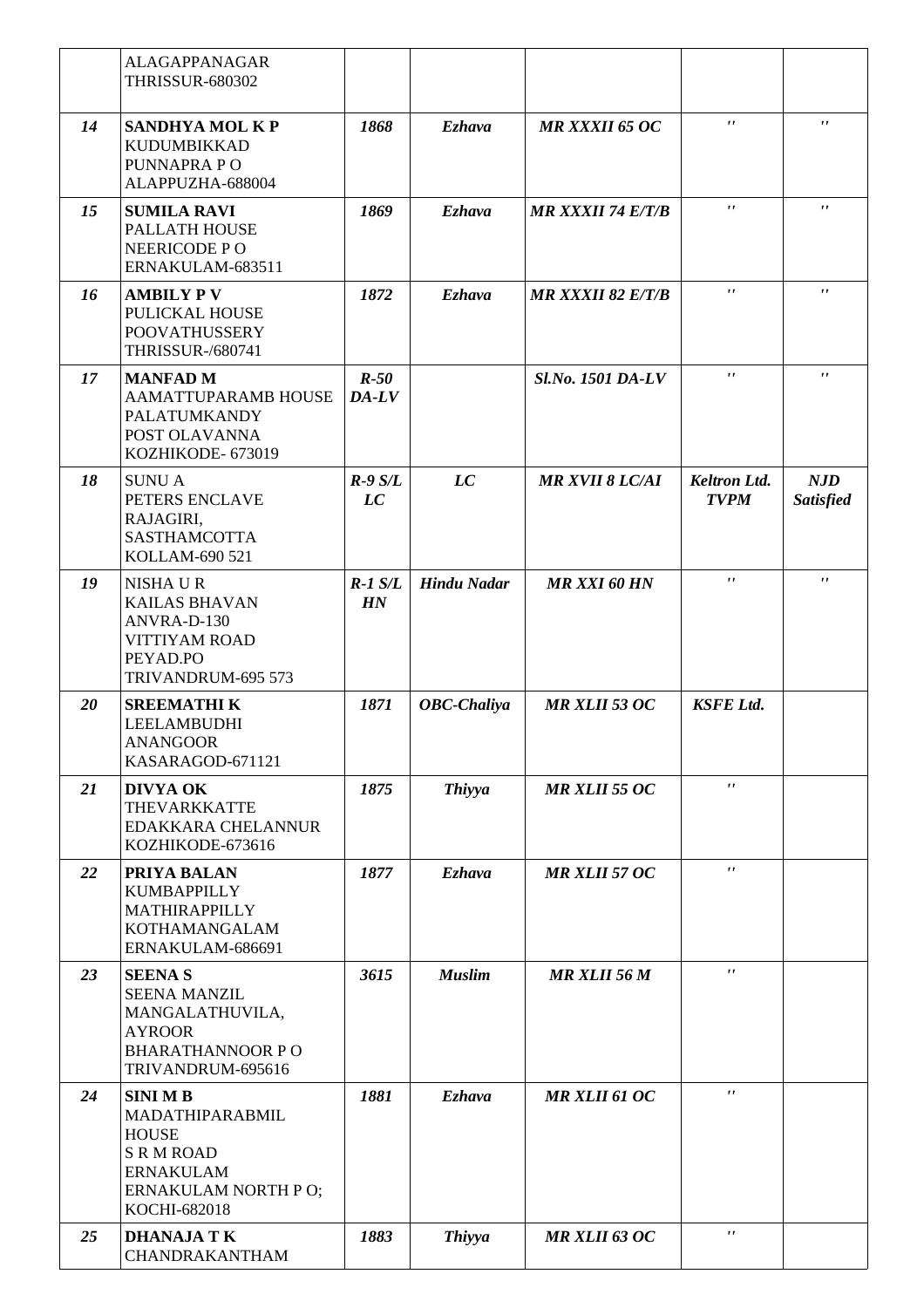| | | | | | | |
|---|---|---|---|---|---|---|
| | ALAGAPPANAGAR THRISSUR-680302 | | | | | |
| *14* | **SANDHYA MOL K P** KUDUMBIKKAD PUNNAPRA P O ALAPPUZHA-688004 | *1868* | *Ezhava* | *MR XXXII 65 OC* | *''* | *''* |
| *15* | **SUMILA RAVI** PALLATH HOUSE NEERICODE P O ERNAKULAM-683511 | *1869* | *Ezhava* | *MR XXXII 74 E/T/B* | *''* | *''* |
| *16* | **AMBILY P V** PULICKAL HOUSE POOVATHUSSERY THRISSUR-/680741 | *1872* | *Ezhava* | *MR XXXII 82 E/T/B* | *''* | *''* |
| *17* | **MANFAD M** AAMATTUPARAMB HOUSE PALATUMKANDY POST OLAVANNA KOZHIKODE- 673019 | *R-50 DA-LV* | | *Sl.No. 1501 DA-LV* | *''* | *''* |
| *18* | SUNU A PETERS ENCLAVE RAJAGIRI, SASTHAMCOTTA KOLLAM-690 521 | *R-9 S/L LC* | *LC* | *MR XVII 8 LC/AI* | *Keltron Ltd. TVPM* | *NJD Satisfied* |
| *19* | NISHA U R KAILAS BHAVAN ANVRA-D-130 VITTIYAM ROAD PEYAD.PO TRIVANDRUM-695 573 | *R-1 S/L HN* | *Hindu Nadar* | *MR XXI 60 HN* | *''* | *''* |
| *20* | **SREEMATHI K** LEELAMBUDHI ANANGOOR KASARAGOD-671121 | *1871* | *OBC-Chaliya* | *MR XLII 53 OC* | *KSFE Ltd.* | |
| *21* | **DIVYA OK** THEVARKKATTE EDAKKARA CHELANNUR KOZHIKODE-673616 | *1875* | *Thiyya* | *MR XLII 55 OC* | *''* | |
| *22* | **PRIYA BALAN** KUMBAPPILLY MATHIRAPPILLY KOTHAMANGALAM ERNAKULAM-686691 | *1877* | *Ezhava* | *MR XLII 57 OC* | *''* | |
| *23* | **SEENA S** SEENA MANZIL MANGALATHUVILA, AYROOR BHARATHANNOOR P O TRIVANDRUM-695616 | *3615* | *Muslim* | *MR XLII 56 M* | *''* | |
| *24* | **SINI M B** MADATHIPARABMIL HOUSE S R M ROAD ERNAKULAM ERNAKULAM NORTH P O; KOCHI-682018 | *1881* | *Ezhava* | *MR XLII 61 OC* | *''* | |
| *25* | **DHANAJA T K** CHANDRAKANTHAM | *1883* | *Thiyya* | *MR XLII 63 OC* | *''* | |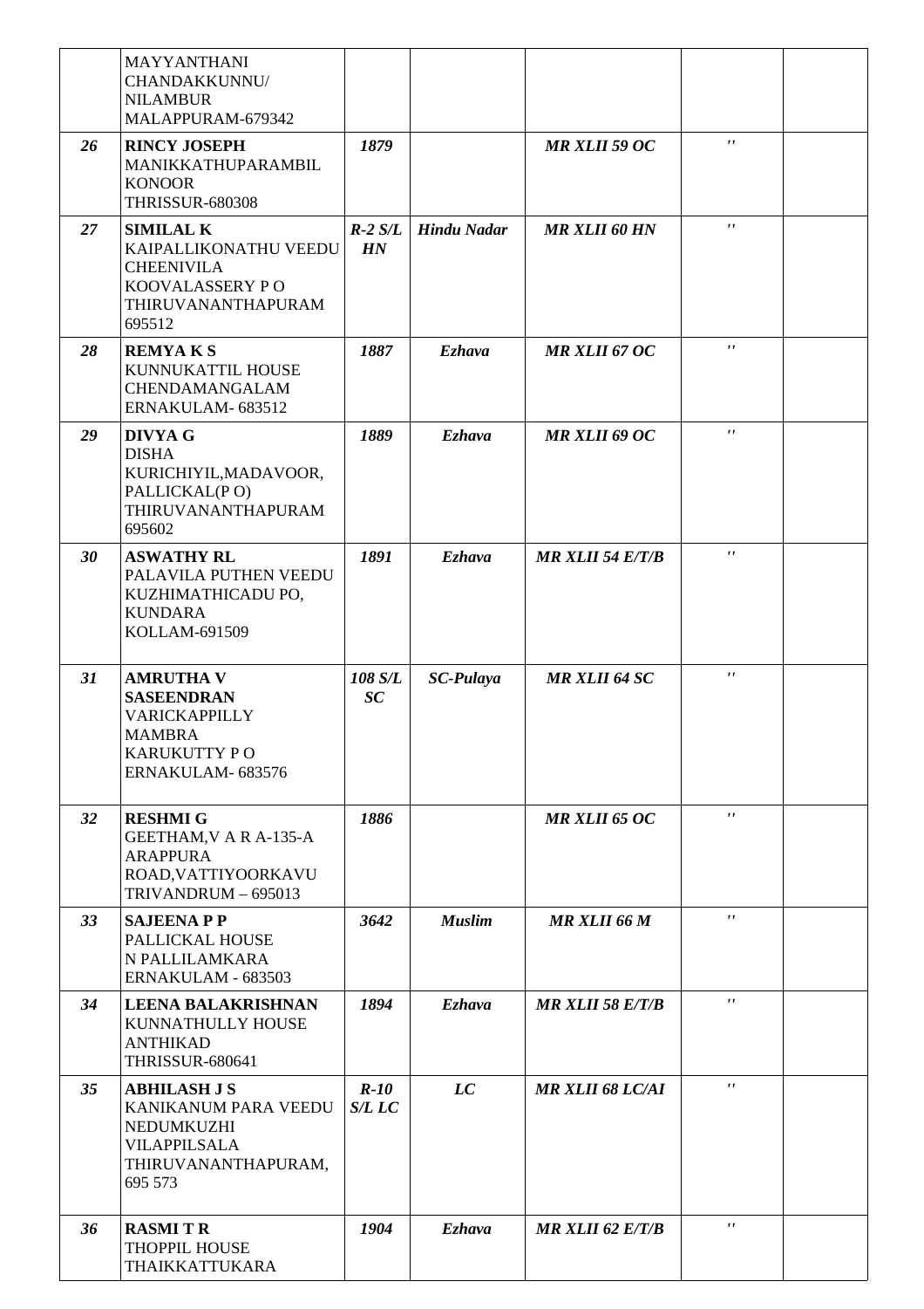|  | MAYYANTHANI<br>CHANDAKKUNNU/<br>NILAMBUR<br>MALAPPURAM-679342 |  |  |  |  |  |
|---|---|---|---|---|---|---|
| ***26*** | **RINCY JOSEPH**<br>MANIKKATHUPARAMBIL<br>KONOOR<br>THRISSUR-680308 | ***1879*** |  | ***MR XLII 59 OC*** | *''* |  |
| ***27*** | **SIMILAL K**<br>KAIPALLIKONATHU VEEDU<br>CHEENIVILA<br>KOOVALASSERY P O<br>THIRUVANANTHAPURAM<br>695512 | ***R-2 S/L HN*** | ***Hindu Nadar*** | ***MR XLII 60 HN*** | *''* |  |
| ***28*** | **REMYA K S**<br>KUNNUKATTIL HOUSE<br>CHENDAMANGALAM<br>ERNAKULAM- 683512 | ***1887*** | ***Ezhava*** | ***MR XLII 67 OC*** | *''* |  |
| ***29*** | **DIVYA G**<br>DISHA<br>KURICHIYIL,MADAVOOR,<br>PALLICKAL(P O)<br>THIRUVANANTHAPURAM<br>695602 | ***1889*** | ***Ezhava*** | ***MR XLII 69 OC*** | *''* |  |
| ***30*** | **ASWATHY RL**<br>PALAVILA PUTHEN VEEDU<br>KUZHIMATHICADU PO,<br>KUNDARA<br>KOLLAM-691509 | ***1891*** | ***Ezhava*** | ***MR XLII 54 E/T/B*** | *''* |  |
| ***31*** | **AMRUTHA V SASEENDRAN**<br>VARICKAPPILLY<br>MAMBRA<br>KARUKUTTY P O<br>ERNAKULAM- 683576 | ***108 S/L SC*** | ***SC-Pulaya*** | ***MR XLII 64 SC*** | *''* |  |
| ***32*** | **RESHMI G**<br>GEETHAM,V A R A-135-A<br>ARAPPURA<br>ROAD,VATTIYOORKAVU<br>TRIVANDRUM – 695013 | ***1886*** |  | ***MR XLII 65 OC*** | *''* |  |
| ***33*** | **SAJEENA P P**<br>PALLICKAL HOUSE<br>N PALLILAMKARA<br>ERNAKULAM - 683503 | ***3642*** | ***Muslim*** | ***MR XLII 66 M*** | *''* |  |
| ***34*** | **LEENA BALAKRISHNAN**<br>KUNNATHULLY HOUSE<br>ANTHIKAD<br>THRISSUR-680641 | ***1894*** | ***Ezhava*** | ***MR XLII 58 E/T/B*** | *''* |  |
| ***35*** | **ABHILASH J S**<br>KANIKANUM PARA VEEDU<br>NEDUMKUZHI<br>VILAPPILSALA<br>THIRUVANANTHAPURAM,<br>695 573 | ***R-10 S/L LC*** | ***LC*** | ***MR XLII 68 LC/AI*** | *''* |  |
| ***36*** | **RASMI T R**<br>THOPPIL HOUSE<br>THAIKKATTUKARA | ***1904*** | ***Ezhava*** | ***MR XLII 62 E/T/B*** | *''* |  |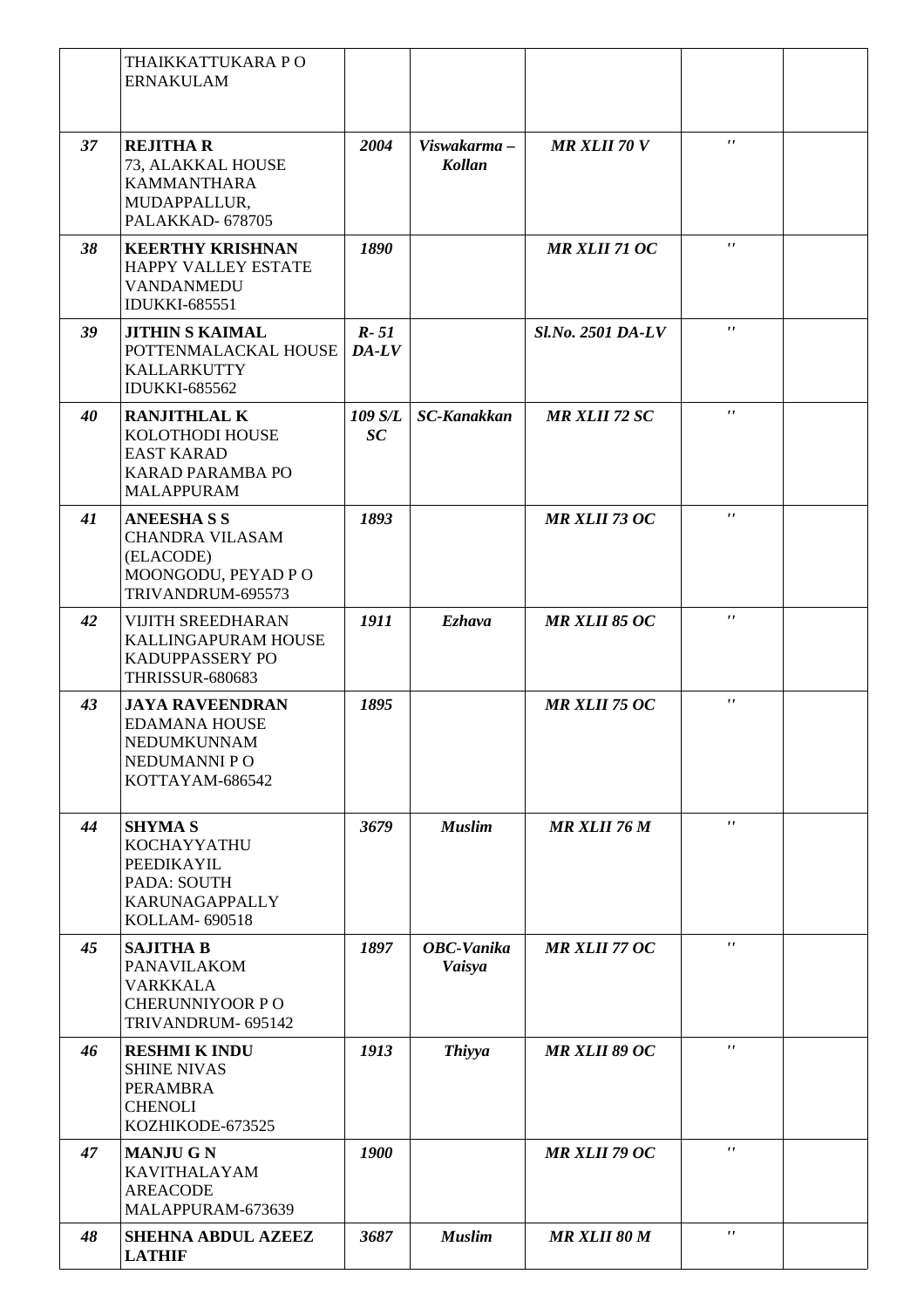| | | | | | | |
|---|---|---|---|---|---|---|
| | THAIKKATTUKARA P O<br>ERNAKULAM | | | | | |
| ***37*** | **REJITHA R**<br>73, ALAKKAL HOUSE<br>KAMMANTHARA<br>MUDAPPALLUR,<br>PALAKKAD- 678705 | ***2004*** | *Viswakarma – **Kollan*** | ***MR XLII 70 V*** | '' | |
| ***38*** | **KEERTHY KRISHNAN**<br>HAPPY VALLEY ESTATE<br>VANDANMEDU<br>IDUKKI-685551 | ***1890*** | | ***MR XLII 71 OC*** | '' | |
| ***39*** | **JITHIN S KAIMAL**<br>POTTENMALACKAL HOUSE<br>KALLARKUTTY<br>IDUKKI-685562 | ***R- 51 DA-LV*** | | ***Sl.No. 2501 DA-LV*** | '' | |
| ***40*** | **RANJITHLAL K**<br>KOLOTHODI HOUSE<br>EAST KARAD<br>KARAD PARAMBA PO<br>MALAPPURAM | ***109 S/L SC*** | ***SC-Kanakkan*** | ***MR XLII 72 SC*** | '' | |
| ***41*** | **ANEESHA S S**<br>CHANDRA VILASAM<br>(ELACODE)<br>MOONGODU, PEYAD P O<br>TRIVANDRUM-695573 | ***1893*** | | ***MR XLII 73 OC*** | '' | |
| ***42*** | VIJITH SREEDHARAN<br>KALLINGAPURAM HOUSE<br>KADUPPASSERY PO<br>THRISSUR-680683 | ***1911*** | ***Ezhava*** | ***MR XLII 85 OC*** | '' | |
| ***43*** | **JAYA RAVEENDRAN**<br>EDAMANA HOUSE<br>NEDUMKUNNAM<br>NEDUMANNI P O<br>KOTTAYAM-686542 | ***1895*** | | ***MR XLII 75 OC*** | '' | |
| ***44*** | **SHYMA S**<br>KOCHAYYATHU<br>PEEDIKAYIL<br>PADA: SOUTH<br>KARUNAGAPPALLY<br>KOLLAM- 690518 | ***3679*** | ***Muslim*** | ***MR XLII 76 M*** | '' | |
| ***45*** | **SAJITHA B**<br>PANAVILAKOM<br>VARKKALA<br>CHERUNNIYOOR P O<br>TRIVANDRUM- 695142 | ***1897*** | ***OBC-Vanika*** *Vaisya* | ***MR XLII 77 OC*** | '' | |
| ***46*** | **RESHMI K INDU**<br>SHINE NIVAS<br>PERAMBRA<br>CHENOLI<br>KOZHIKODE-673525 | ***1913*** | ***Thiyya*** | ***MR XLII 89 OC*** | '' | |
| ***47*** | **MANJU G N**<br>KAVITHALAYAM<br>AREACODE<br>MALAPPURAM-673639 | ***1900*** | | ***MR XLII 79 OC*** | '' | |
| ***48*** | **SHEHNA ABDUL AZEEZ LATHIF** | ***3687*** | ***Muslim*** | ***MR XLII 80 M*** | '' | |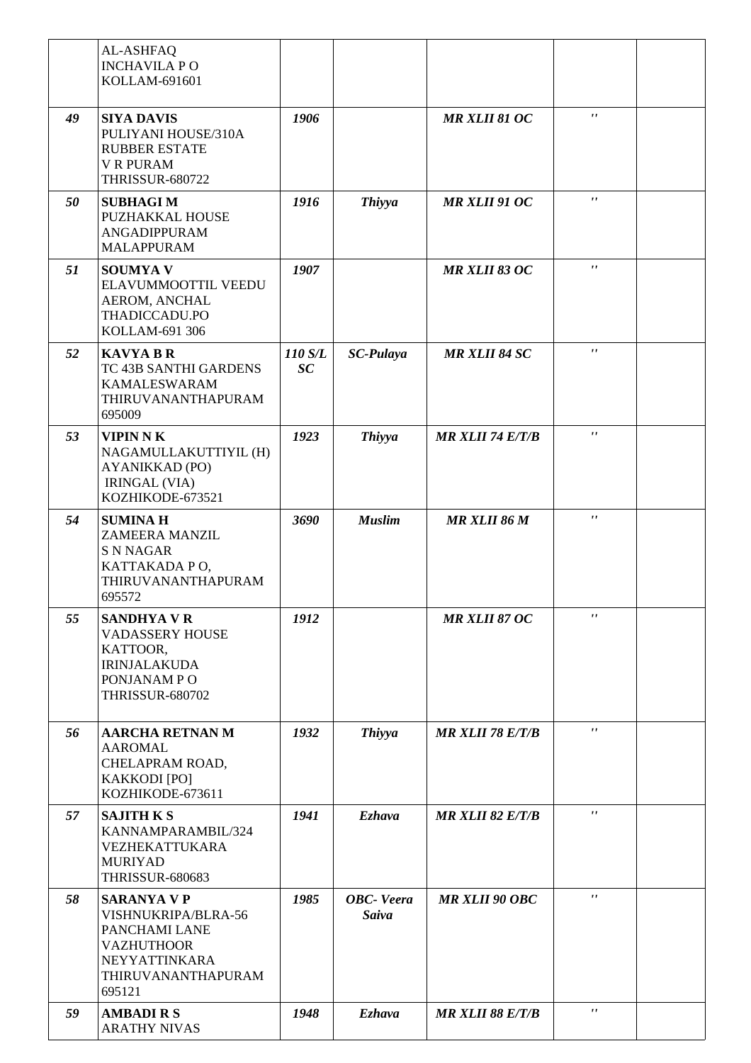| | | | | | | |
|---|---|---|---|---|---|---|
| | AL-ASHFAQ<br>INCHAVILA P O<br>KOLLAM-691601 | | | | | |
| *49* | **SIYA DAVIS**<br>PULIYANI HOUSE/310A<br>RUBBER ESTATE<br>V R PURAM<br>THRISSUR-680722 | *1906* | | *MR XLII 81 OC* | *''* | |
| *50* | **SUBHAGI M**<br>PUZHAKKAL HOUSE<br>ANGADIPPURAM<br>MALAPPURAM | *1916* | *Thiyya* | *MR XLII 91 OC* | *''* | |
| *51* | **SOUMYA V**<br>ELAVUMMOOTTIL VEEDU<br>AEROM, ANCHAL<br>THADICCADU.PO<br>KOLLAM-691 306 | *1907* | | *MR XLII 83 OC* | *''* | |
| *52* | **KAVYA B R**<br>TC 43B SANTHI GARDENS<br>KAMALESWARAM<br>THIRUVANANTHAPURAM<br>695009 | *110 S/L SC* | *SC-Pulaya* | *MR XLII 84 SC* | *''* | |
| *53* | **VIPIN N K**<br>NAGAMULLAKUTTIYIL (H)<br>AYANIKKAD (PO)<br>IRINGAL (VIA)<br>KOZHIKODE-673521 | *1923* | *Thiyya* | *MR XLII 74 E/T/B* | *''* | |
| *54* | **SUMINA H**<br>ZAMEERA MANZIL<br>S N NAGAR<br>KATTAKADA P O,<br>THIRUVANANTHAPURAM<br>695572 | *3690* | *Muslim* | *MR XLII 86 M* | *''* | |
| *55* | **SANDHYA V R**<br>VADASSERY HOUSE<br>KATTOOR,<br>IRINJALAKUDA<br>PONJANAM P O<br>THRISSUR-680702 | *1912* | | *MR XLII 87 OC* | *''* | |
| *56* | **AARCHA RETNAN M**<br>AAROMAL<br>CHELAPRAM ROAD,<br>KAKKODI [PO]<br>KOZHIKODE-673611 | *1932* | *Thiyya* | *MR XLII 78 E/T/B* | *''* | |
| *57* | **SAJITH K S**<br>KANNAMPARAMBIL/324<br>VEZHEKATTUKARA<br>MURIYAD<br>THRISSUR-680683 | *1941* | *Ezhava* | *MR XLII 82 E/T/B* | *''* | |
| *58* | **SARANYA V P**<br>VISHNUKRIPA/BLRA-56<br>PANCHAMI LANE<br>VAZHUTHOOR<br>NEYYATTINKARA<br>THIRUVANANTHAPURAM<br>695121 | *1985* | *OBC- Veera Saiva* | *MR XLII 90 OBC* | *''* | |
| *59* | **AMBADI R S**<br>ARATHY NIVAS | *1948* | *Ezhava* | *MR XLII 88 E/T/B* | *''* | |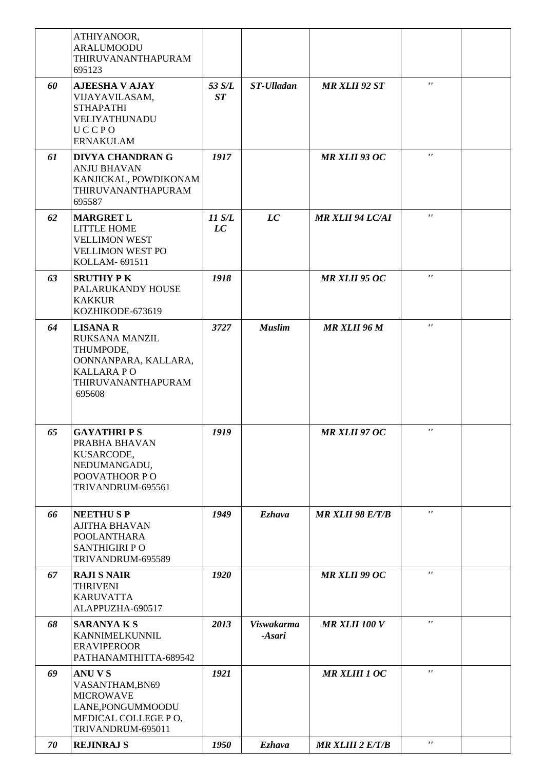|  |  |  |  |  |  |  |
|---|---|---|---|---|---|---|
|  | ATHIYANOOR, ARALUMOODU THIRUVANANTHAPURAM 695123 |  |  |  |  |  |
| *60* | **AJEESHA V AJAY** VIJAYAVILASAM, STHAPATHI VELIYATHUNADU U C C P O ERNAKULAM | *53 S/L ST* | *ST-Ulladan* | *MR XLII 92 ST* | *''* |  |
| *61* | **DIVYA CHANDRAN G** ANJU BHAVAN KANJICKAL, POWDIKONAM THIRUVANANTHAPURAM 695587 | *1917* |  | *MR XLII 93 OC* | *''* |  |
| *62* | **MARGRET L** LITTLE HOME VELLIMON WEST VELLIMON WEST PO KOLLAM- 691511 | *11 S/L LC* | *LC* | *MR XLII 94 LC/AI* | *''* |  |
| *63* | **SRUTHY P K** PALARUKANDY HOUSE KAKKUR KOZHIKODE-673619 | *1918* |  | *MR XLII 95 OC* | *''* |  |
| *64* | **LISANA R** RUKSANA MANZIL THUMPODE, OONNANPARA, KALLARA, KALLARA P O THIRUVANANTHAPURAM 695608 | *3727* | *Muslim* | *MR XLII 96 M* | *''* |  |
| *65* | **GAYATHRI P S** PRABHA BHAVAN KUSARCODE, NEDUMANGADU, POOVATHOOR P O TRIVANDRUM-695561 | *1919* |  | *MR XLII 97 OC* | *''* |  |
| *66* | **NEETHU S P** AJITHA BHAVAN POOLANTHARA SANTHIGIRI P O TRIVANDRUM-695589 | *1949* | *Ezhava* | *MR XLII 98 E/T/B* | *''* |  |
| *67* | **RAJI S NAIR** THRIVENI KARUVATTA ALAPPUZHA-690517 | *1920* |  | *MR XLII 99 OC* | *''* |  |
| *68* | **SARANYA K S** KANNIMELKUNNIL ERAVIPEROOR PATHANAMTHITTA-689542 | *2013* | *Viswakarma -Asari* | *MR XLII 100 V* | *''* |  |
| *69* | **ANU V S** VASANTHAM,BN69 MICROWAVE LANE,PONGUMMOODU MEDICAL COLLEGE P O, TRIVANDRUM-695011 | *1921* |  | *MR XLIII 1 OC* | *''* |  |
| *70* | **REJINRAJ S** | *1950* | *Ezhava* | *MR XLIII 2 E/T/B* | *''* |  |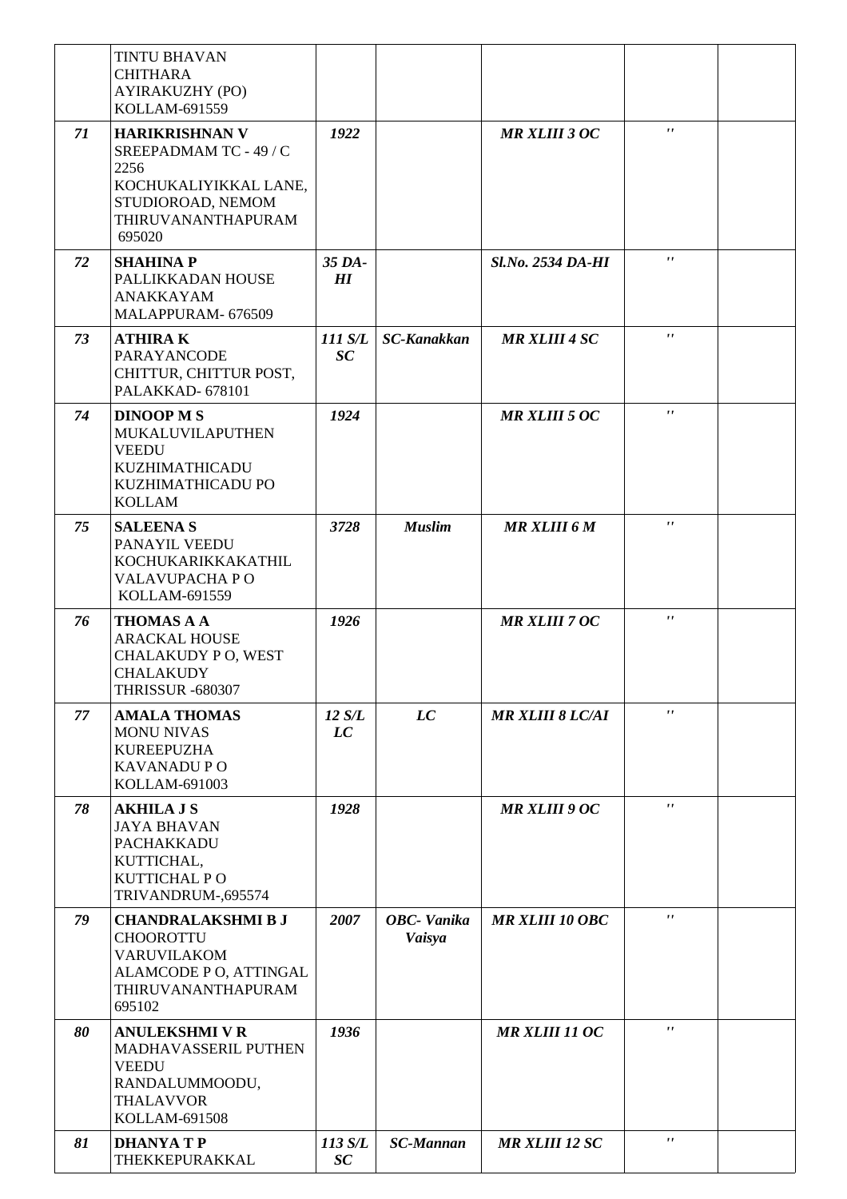| | | | | | | |
|---|---|---|---|---|---|---|
| | TINTU BHAVAN CHITHARA AYIRAKUZHY (PO) KOLLAM-691559 | | | | | |
| *71* | **HARIKRISHNAN V** SREEPADMAM TC - 49 / C 2256 KOCHUKALIYIKKAL LANE, STUDIOROAD, NEMOM THIRUVANANTHAPURAM 695020 | *1922* | | ***MR XLIII 3 OC*** | *''* | |
| *72* | **SHAHINA P** PALLIKKADAN HOUSE ANAKKAYAM MALAPPURAM- 676509 | ***35 DA-HI*** | | ***Sl.No. 2534 DA-HI*** | *''* | |
| *73* | **ATHIRA K** PARAYANCODE CHITTUR, CHITTUR POST, PALAKKAD- 678101 | ***111 S/L SC*** | ***SC-Kanakkan*** | ***MR XLIII 4 SC*** | *''* | |
| *74* | **DINOOP M S** MUKALUVILAPUTHEN VEEDU KUZHIMATHICADU KUZHIMATHICADU PO KOLLAM | *1924* | | ***MR XLIII 5 OC*** | *''* | |
| *75* | **SALEENA S** PANAYIL VEEDU KOCHUKARIKKAKATHIL VALAVUPACHA P O KOLLAM-691559 | *3728* | ***Muslim*** | ***MR XLIII 6 M*** | *''* | |
| *76* | **THOMAS A A** ARACKAL HOUSE CHALAKUDY P O, WEST CHALAKUDY THRISSUR -680307 | *1926* | | ***MR XLIII 7 OC*** | *''* | |
| *77* | **AMALA THOMAS** MONU NIVAS KUREEPUZHA KAVANADU P O KOLLAM-691003 | ***12 S/L LC*** | ***LC*** | ***MR XLIII 8 LC/AI*** | *''* | |
| *78* | **AKHILA J S** JAYA BHAVAN PACHAKKADU KUTTICHAL, KUTTICHAL P O TRIVANDRUM-,695574 | *1928* | | ***MR XLIII 9 OC*** | *''* | |
| *79* | **CHANDRALAKSHMI B J** CHOOROTTU VARUVILAKOM ALAMCODE P O, ATTINGAL THIRUVANANTHAPURAM 695102 | *2007* | ***OBC- Vanika Vaisya*** | ***MR XLIII 10 OBC*** | *''* | |
| *80* | **ANULEKSHMI V R** MADHAVASSERIL PUTHEN VEEDU RANDALUMMOODU, THALAVVOR KOLLAM-691508 | *1936* | | ***MR XLIII 11 OC*** | *''* | |
| *81* | **DHANYA T P** THEKKEPURAKKAL | ***113 S/L SC*** | ***SC-Mannan*** | ***MR XLIII 12 SC*** | *''* | |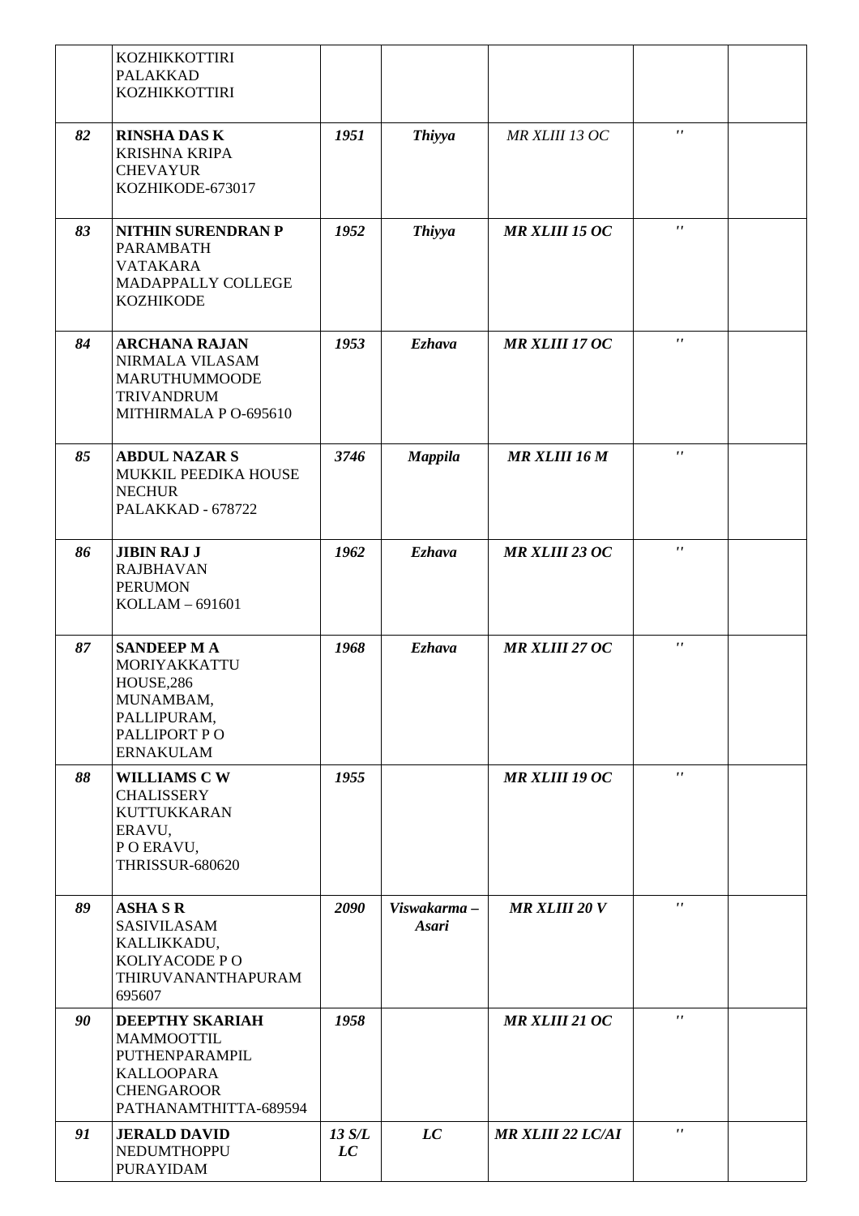| | | | | | | |
|---|---|---|---|---|---|---|
| | KOZHIKKOTTIRI<br>PALAKKAD<br>KOZHIKKOTTIRI | | | | | |
| ***82*** | **RINSHA DAS K**<br>KRISHNA KRIPA<br>CHEVAYUR<br>KOZHIKODE-673017 | ***1951*** | ***Thiyya*** | *MR XLIII 13 OC* | *''* | |
| ***83*** | **NITHIN SURENDRAN P**<br>PARAMBATH<br>VATAKARA<br>MADAPPALLY COLLEGE<br>KOZHIKODE | ***1952*** | ***Thiyya*** | ***MR XLIII 15 OC*** | *''* | |
| ***84*** | **ARCHANA RAJAN**<br>NIRMALA VILASAM<br>MARUTHUMMOODE<br>TRIVANDRUM<br>MITHIRMALA P O-695610 | ***1953*** | ***Ezhava*** | ***MR XLIII 17 OC*** | *''* | |
| ***85*** | **ABDUL NAZAR S**<br>MUKKIL PEEDIKA HOUSE<br>NECHUR<br>PALAKKAD - 678722 | ***3746*** | ***Mappila*** | ***MR XLIII 16 M*** | *''* | |
| ***86*** | **JIBIN RAJ J**<br>RAJBHAVAN<br>PERUMON<br>KOLLAM – 691601 | ***1962*** | ***Ezhava*** | ***MR XLIII 23 OC*** | *''* | |
| ***87*** | **SANDEEP M A**<br>MORIYAKKATTU<br>HOUSE,286<br>MUNAMBAM,<br>PALLIPURAM,<br>PALLIPORT P O<br>ERNAKULAM | ***1968*** | ***Ezhava*** | ***MR XLIII 27 OC*** | *''* | |
| ***88*** | **WILLIAMS C W**<br>CHALISSERY<br>KUTTUKKARAN<br>ERAVU,<br>P O ERAVU,<br>THRISSUR-680620 | ***1955*** | | ***MR XLIII 19 OC*** | *''* | |
| ***89*** | **ASHA S R**<br>SASIVILASAM<br>KALLIKKADU,<br>KOLIYACODE P O<br>THIRUVANANTHAPURAM<br>695607 | ***2090*** | ***Viswakarma – Asari*** | ***MR XLIII 20 V*** | *''* | |
| ***90*** | **DEEPTHY SKARIAH**<br>MAMMOOTTIL<br>PUTHENPARAMPIL<br>KALLOOPARA<br>CHENGAROOR<br>PATHANAMTHITTA-689594 | ***1958*** | | ***MR XLIII 21 OC*** | *''* | |
| ***91*** | **JERALD DAVID**<br>NEDUMTHOPPU<br>PURAYIDAM | ***13 S/L LC*** | ***LC*** | ***MR XLIII 22 LC/AI*** | *''* | |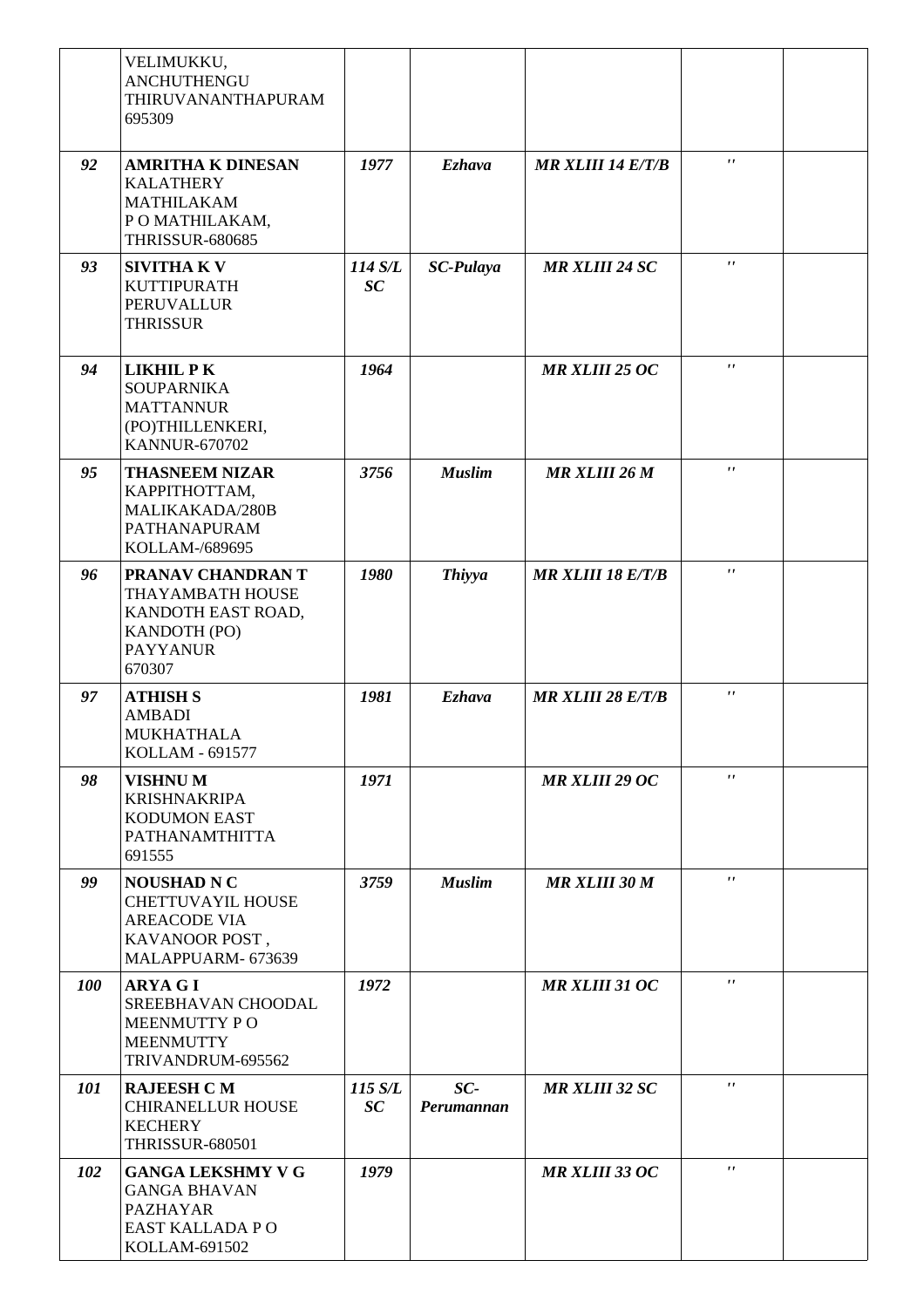| | | | | | | |
|---|---|---|---|---|---|---|
| | VELIMUKKU,<br>ANCHUTHENGU<br>THIRUVANANTHAPURAM<br>695309 | | | | | |
| *92* | **AMRITHA K DINESAN**<br>KALATHERY<br>MATHILAKAM<br>P O MATHILAKAM,<br>THRISSUR-680685 | *1977* | *Ezhava* | *MR XLIII 14 E/T/B* | *''* | |
| *93* | **SIVITHA K V**<br>KUTTIPURATH<br>PERUVALLUR<br>THRISSUR | *114 S/L SC* | *SC-Pulaya* | *MR XLIII 24 SC* | *''* | |
| *94* | **LIKHIL P K**<br>SOUPARNIKA<br>MATTANNUR<br>(PO)THILLENKERI,<br>KANNUR-670702 | *1964* | | *MR XLIII 25 OC* | *''* | |
| *95* | **THASNEEM NIZAR**<br>KAPPITHOTTAM,<br>MALIKAKADA/280B<br>PATHANAPURAM<br>KOLLAM-/689695 | *3756* | *Muslim* | *MR XLIII 26 M* | *''* | |
| *96* | **PRANAV CHANDRAN T**<br>THAYAMBATH HOUSE<br>KANDOTH EAST ROAD,<br>KANDOTH (PO)<br>PAYYANUR<br>670307 | *1980* | *Thiyya* | *MR XLIII 18 E/T/B* | *''* | |
| *97* | **ATHISH S**<br>AMBADI<br>MUKHATHALA<br>KOLLAM - 691577 | *1981* | *Ezhava* | *MR XLIII 28 E/T/B* | *''* | |
| *98* | **VISHNU M**<br>KRISHNAKRIPA<br>KODUMON EAST<br>PATHANAMTHITTA<br>691555 | *1971* | | *MR XLIII 29 OC* | *''* | |
| *99* | **NOUSHAD N C**<br>CHETTUVAYIL HOUSE<br>AREACODE VIA<br>KAVANOOR POST ,<br>MALAPPUARM- 673639 | *3759* | *Muslim* | *MR XLIII 30 M* | *''* | |
| *100* | **ARYA G I**<br>SREEBHAVAN CHOODAL<br>MEENMUTTY P O<br>MEENMUTTY<br>TRIVANDRUM-695562 | *1972* | | *MR XLIII 31 OC* | *''* | |
| *101* | **RAJEESH C M**<br>CHIRANELLUR HOUSE<br>KECHERY<br>THRISSUR-680501 | *115 S/L SC* | *SC-Perumannan* | *MR XLIII 32 SC* | *''* | |
| *102* | **GANGA LEKSHMY V G**<br>GANGA BHAVAN<br>PAZHAYAR<br>EAST KALLADA P O<br>KOLLAM-691502 | *1979* | | *MR XLIII 33 OC* | *''* | |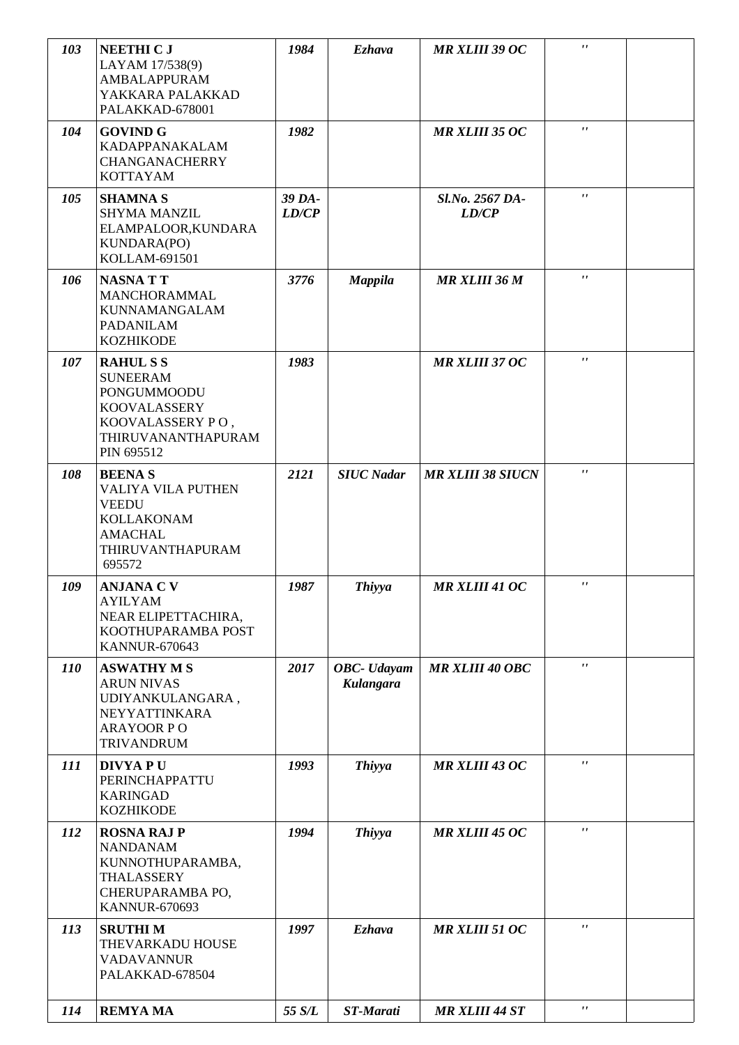| 103 | **NEETHI C J**<br>LAYAM 17/538(9)<br>AMBALAPPURAM<br>YAKKARA PALAKKAD<br>PALAKKAD-678001 | *1984* | *Ezhava* | *MR XLIII 39 OC* | '' | |
|---|---|---|---|---|---|---|
| 104 | **GOVIND G**<br>KADAPPANAKALAM<br>CHANGANACHERRY<br>KOTTAYAM | *1982* | | *MR XLIII 35 OC* | '' | |
| 105 | **SHAMNA S**<br>SHYMA MANZIL<br>ELAMPALOOR,KUNDARA<br>KUNDARA(PO)<br>KOLLAM-691501 | *39 DA-LD/CP* | | *Sl.No. 2567 DA-LD/CP* | '' | |
| 106 | **NASNA T T**<br>MANCHORAMMAL<br>KUNNAMANGALAM<br>PADANILAM<br>KOZHIKODE | *3776* | *Mappila* | *MR XLIII 36 M* | '' | |
| 107 | **RAHUL S S**<br>SUNEERAM<br>PONGUMMOODU<br>KOOVALASSERY<br>KOOVALASSERY P O ,<br>THIRUVANANTHAPURAM<br>PIN 695512 | *1983* | | *MR XLIII 37 OC* | '' | |
| 108 | **BEENA S**<br>VALIYA VILA PUTHEN<br>VEEDU<br>KOLLAKONAM<br>AMACHAL<br>THIRUVANTHAPURAM<br>695572 | *2121* | *SIUC Nadar* | *MR XLIII 38 SIUCN* | '' | |
| 109 | **ANJANA C V**<br>AYILYAM<br>NEAR ELIPETTACHIRA,<br>KOOTHUPARAMBA POST<br>KANNUR-670643 | *1987* | *Thiyya* | *MR XLIII 41 OC* | '' | |
| 110 | **ASWATHY M S**<br>ARUN NIVAS<br>UDIYANKULANGARA ,<br>NEYYATTINKARA<br>ARAYOOR P O<br>TRIVANDRUM | *2017* | *OBC- Udayam Kulangara* | *MR XLIII 40 OBC* | '' | |
| 111 | **DIVYA P U**<br>PERINCHAPPATTU<br>KARINGAD<br>KOZHIKODE | *1993* | *Thiyya* | *MR XLIII 43 OC* | '' | |
| 112 | **ROSNA RAJ P**<br>NANDANAM<br>KUNNOTHUPARAMBA,<br>THALASSERY<br>CHERUPARAMBA PO,<br>KANNUR-670693 | *1994* | *Thiyya* | *MR XLIII 45 OC* | '' | |
| 113 | **SRUTHI M**<br>THEVARKADU HOUSE<br>VADAVANNUR<br>PALAKKAD-678504 | *1997* | *Ezhava* | *MR XLIII 51 OC* | '' | |
| 114 | **REMYA MA** | *55 S/L* | *ST-Marati* | *MR XLIII 44 ST* | '' | |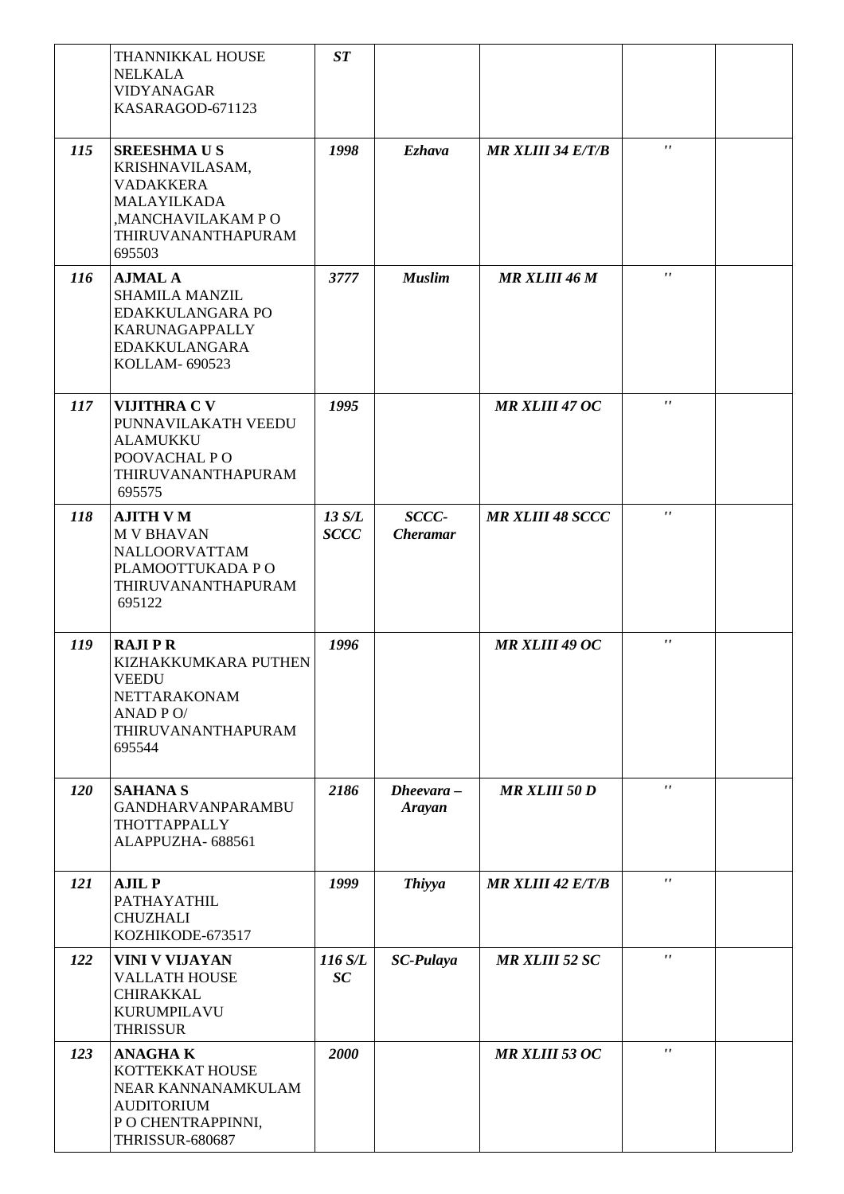| | | | | | | |
|---|---|---|---|---|---|---|
| | THANNIKKAL HOUSE<br>NELKALA<br>VIDYANAGAR<br>KASARAGOD-671123 | ***ST*** | | | | |
| ***115*** | **SREESHMA U S**<br>KRISHNAVILASAM,<br>VADAKKERA<br>MALAYILKADA<br>,MANCHAVILAKAM P O<br>THIRUVANANTHAPURAM<br>695503 | ***1998*** | ***Ezhava*** | ***MR XLIII 34 E/T/B*** | *''* | |
| ***116*** | **AJMAL A**<br>SHAMILA MANZIL<br>EDAKKULANGARA PO<br>KARUNAGAPPALLY<br>EDAKKULANGARA<br>KOLLAM- 690523 | ***3777*** | ***Muslim*** | ***MR XLIII 46 M*** | *''* | |
| ***117*** | **VIJITHRA C V**<br>PUNNAVILAKATH VEEDU<br>ALAMUKKU<br>POOVACHAL P O<br>THIRUVANANTHAPURAM<br>695575 | ***1995*** | | ***MR XLIII 47 OC*** | *''* | |
| ***118*** | **AJITH V M**<br>M V BHAVAN<br>NALLOORVATTAM<br>PLAMOOTTUKADA P O<br>THIRUVANANTHAPURAM<br>695122 | ***13 S/L SCCC*** | ***SCCC-Cheramar*** | ***MR XLIII 48 SCCC*** | *''* | |
| ***119*** | **RAJI P R**<br>KIZHAKKUMKARA PUTHEN<br>VEEDU<br>NETTARAKONAM<br>ANAD P O/<br>THIRUVANANTHAPURAM<br>695544 | ***1996*** | | ***MR XLIII 49 OC*** | *''* | |
| ***120*** | **SAHANA S**<br>GANDHARVANPARAMBU<br>THOTTAPPALLY<br>ALAPPUZHA- 688561 | ***2186*** | ***Dheevara – Arayan*** | ***MR XLIII 50 D*** | *''* | |
| ***121*** | **AJIL P**<br>PATHAYATHIL<br>CHUZHALI<br>KOZHIKODE-673517 | ***1999*** | ***Thiyya*** | ***MR XLIII 42 E/T/B*** | *''* | |
| ***122*** | **VINI V VIJAYAN**<br>VALLATH HOUSE<br>CHIRAKKAL<br>KURUMPILAVU<br>THRISSUR | ***116 S/L SC*** | ***SC-Pulaya*** | ***MR XLIII 52 SC*** | *''* | |
| ***123*** | **ANAGHA K**<br>KOTTEKKAT HOUSE<br>NEAR KANNANAMKULAM<br>AUDITORIUM<br>P O CHENTRAPPINNI,<br>THRISSUR-680687 | ***2000*** | | ***MR XLIII 53 OC*** | *''* | |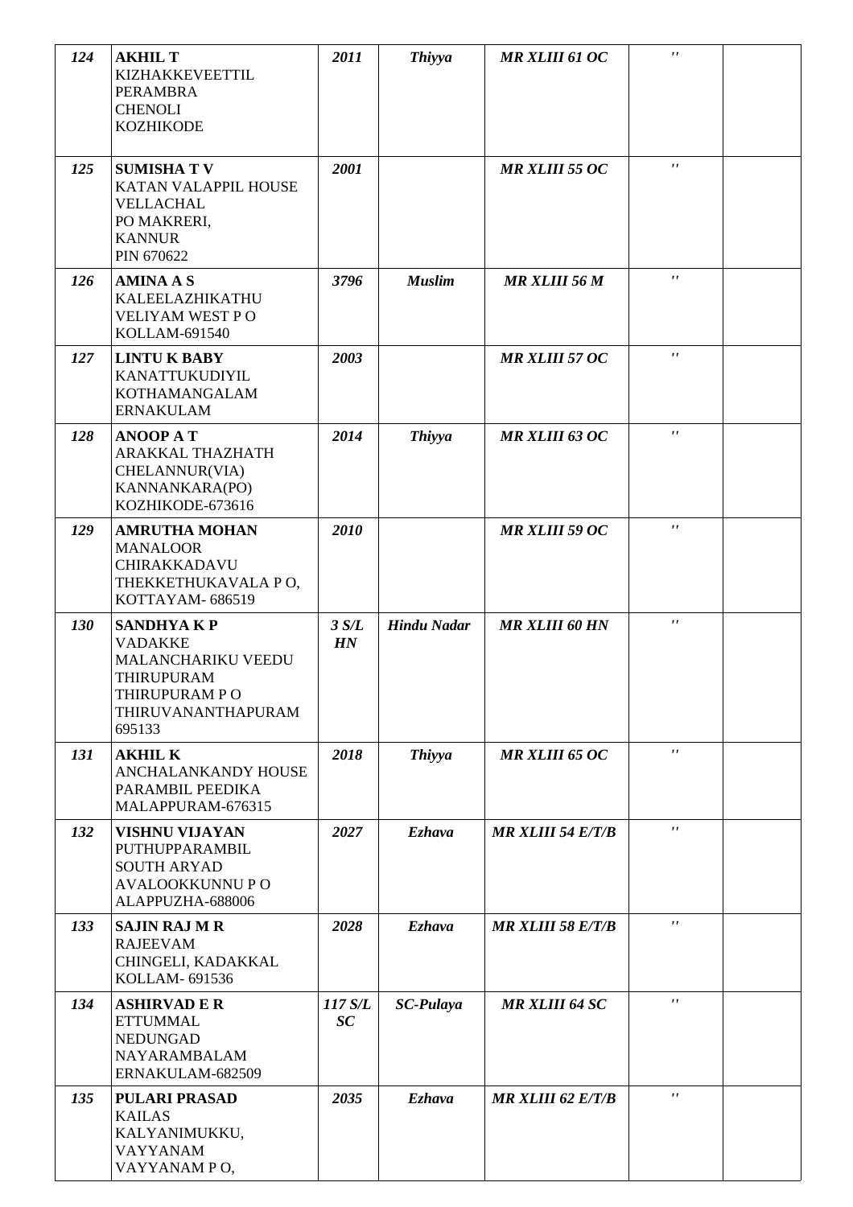| | | | | | | |
|---|---|---|---|---|---|---|
| ***124*** | **AKHIL T**<br>KIZHAKKEVEETTIL<br>PERAMBRA<br>CHENOLI<br>KOZHIKODE | ***2011*** | ***Thiyya*** | ***MR XLIII 61 OC*** | ***''*** | |
| ***125*** | **SUMISHA T V**<br>KATAN VALAPPIL HOUSE<br>VELLACHAL<br>PO MAKRERI,<br>KANNUR<br>PIN 670622 | ***2001*** | | ***MR XLIII 55 OC*** | ***''*** | |
| ***126*** | **AMINA A S**<br>KALEELAZHIKATHU<br>VELIYAM WEST P O<br>KOLLAM-691540 | ***3796*** | ***Muslim*** | ***MR XLIII 56 M*** | ***''*** | |
| ***127*** | **LINTU K BABY**<br>KANATTUKUDIYIL<br>KOTHAMANGALAM<br>ERNAKULAM | ***2003*** | | ***MR XLIII 57 OC*** | ***''*** | |
| ***128*** | **ANOOP A T**<br>ARAKKAL THAZHATH<br>CHELANNUR(VIA)<br>KANNANKARA(PO)<br>KOZHIKODE-673616 | ***2014*** | ***Thiyya*** | ***MR XLIII 63 OC*** | ***''*** | |
| ***129*** | **AMRUTHA MOHAN**<br>MANALOOR<br>CHIRAKKADAVU<br>THEKKETHUKAVALA P O,<br>KOTTAYAM- 686519 | ***2010*** | | ***MR XLIII 59 OC*** | ***''*** | |
| ***130*** | **SANDHYA K P**<br>VADAKKE<br>MALANCHARIKU VEEDU<br>THIRUPURAM<br>THIRUPURAM P O<br>THIRUVANANTHAPURAM<br>695133 | ***3 S/L HN*** | ***Hindu Nadar*** | ***MR XLIII 60 HN*** | ***''*** | |
| ***131*** | **AKHIL K**<br>ANCHALANKANDY HOUSE<br>PARAMBIL PEEDIKA<br>MALAPPURAM-676315 | ***2018*** | ***Thiyya*** | ***MR XLIII 65 OC*** | ***''*** | |
| ***132*** | **VISHNU VIJAYAN**<br>PUTHUPPARAMBIL<br>SOUTH ARYAD<br>AVALOOKKUNNU P O<br>ALAPPUZHA-688006 | ***2027*** | ***Ezhava*** | ***MR XLIII 54 E/T/B*** | ***''*** | |
| ***133*** | **SAJIN RAJ M R**<br>RAJEEVAM<br>CHINGELI, KADAKKAL<br>KOLLAM- 691536 | ***2028*** | ***Ezhava*** | ***MR XLIII 58 E/T/B*** | ***''*** | |
| ***134*** | **ASHIRVAD E R**<br>ETTUMMAL<br>NEDUNGAD<br>NAYARAMBALAM<br>ERNAKULAM-682509 | ***117 S/L SC*** | ***SC-Pulaya*** | ***MR XLIII 64 SC*** | ***''*** | |
| ***135*** | **PULARI PRASAD**<br>KAILAS<br>KALYANIMUKKU,<br>VAYYANAM<br>VAYYANAM P O, | ***2035*** | ***Ezhava*** | ***MR XLIII 62 E/T/B*** | ***''*** | |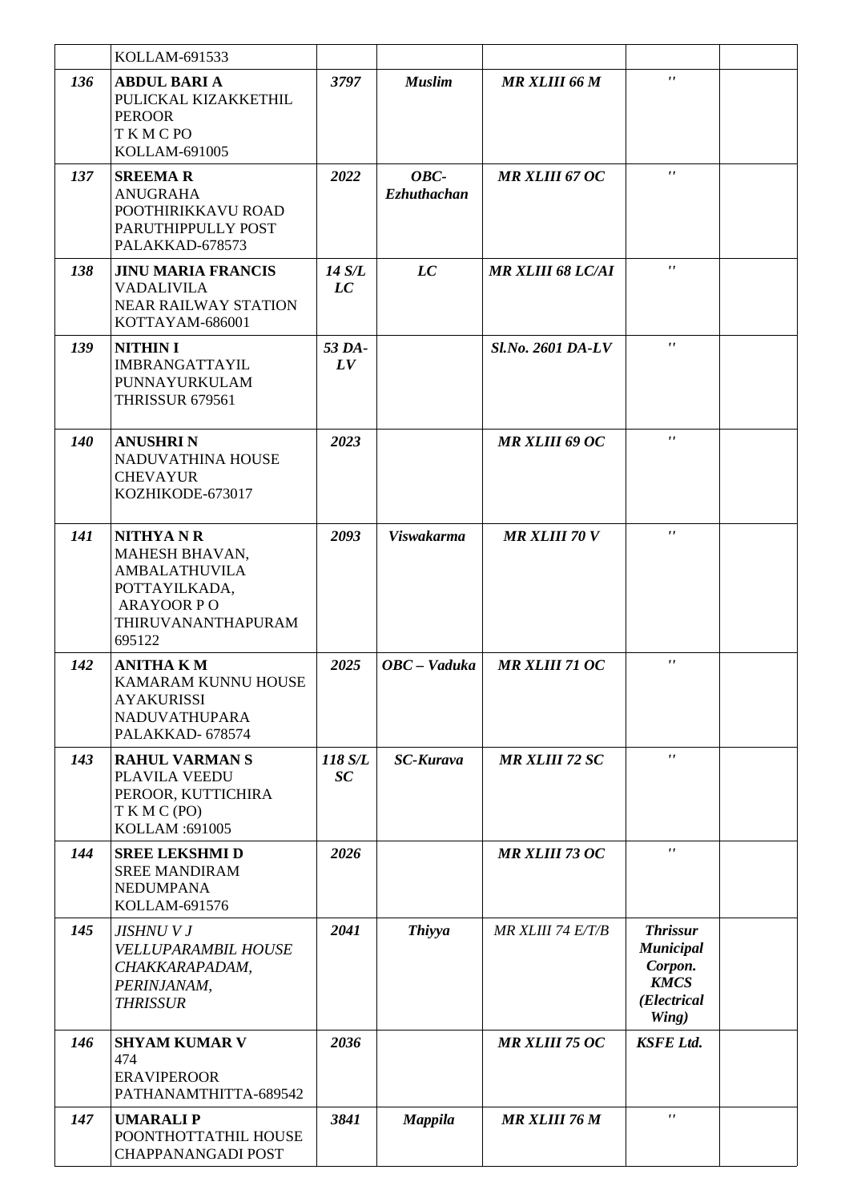|  | KOLLAM-691533 |  |  |  |  |  |
|---|---|---|---|---|---|---|
| *136* | **ABDUL BARI A** PULICKAL KIZAKKETHIL PEROOR T K M C PO KOLLAM-691005 | *3797* | *Muslim* | *MR XLIII 66 M* | *''* |  |
| *137* | **SREEMA R** ANUGRAHA POOTHIRIKKAVU ROAD PARUTHIPPULLY POST PALAKKAD-678573 | *2022* | *OBC-Ezhuthachan* | *MR XLIII 67 OC* | *''* |  |
| *138* | **JINU MARIA FRANCIS** VADALIVILA NEAR RAILWAY STATION KOTTAYAM-686001 | *14 S/L LC* | *LC* | *MR XLIII 68 LC/AI* | *''* |  |
| *139* | **NITHIN I** IMBRANGATTAYIL PUNNAYURKULAM THRISSUR 679561 | *53 DA-LV* |  | *Sl.No. 2601 DA-LV* | *''* |  |
| *140* | **ANUSHRI N** NADUVATHINA HOUSE CHEVAYUR KOZHIKODE-673017 | *2023* |  | *MR XLIII 69 OC* | *''* |  |
| *141* | **NITHYA N R** MAHESH BHAVAN, AMBALATHUVILA POTTAYILKADA, ARAYOOR P O THIRUVANANTHAPURAM 695122 | *2093* | *Viswakarma* | *MR XLIII 70 V* | *''* |  |
| *142* | **ANITHA K M** KAMARAM KUNNU HOUSE AYAKURISSI NADUVATHUPARA PALAKKAD- 678574 | *2025* | *OBC – Vaduka* | *MR XLIII 71 OC* | *''* |  |
| *143* | **RAHUL VARMAN S** PLAVILA VEEDU PEROOR, KUTTICHIRA T K M C (PO) KOLLAM :691005 | *118 S/L SC* | *SC-Kurava* | *MR XLIII 72 SC* | *''* |  |
| *144* | **SREE LEKSHMI D** SREE MANDIRAM NEDUMPANA KOLLAM-691576 | *2026* |  | *MR XLIII 73 OC* | *''* |  |
| *145* | *JISHNU V J VELLUPARAMBIL HOUSE CHAKKARAPADAM, PERINJANAM, THRISSUR* | *2041* | *Thiyya* | *MR XLIII 74 E/T/B* | ***Thrissur Municipal Corpon. KMCS (Electrical Wing)*** |  |
| *146* | **SHYAM KUMAR V** 474 ERAVIPEROOR PATHANAMTHITTA-689542 | *2036* |  | *MR XLIII 75 OC* | ***KSFE Ltd.*** |  |
| *147* | **UMARALI P** POONTHOTTATHIL HOUSE CHAPPANANGADI POST | *3841* | *Mappila* | *MR XLIII 76 M* | *''* |  |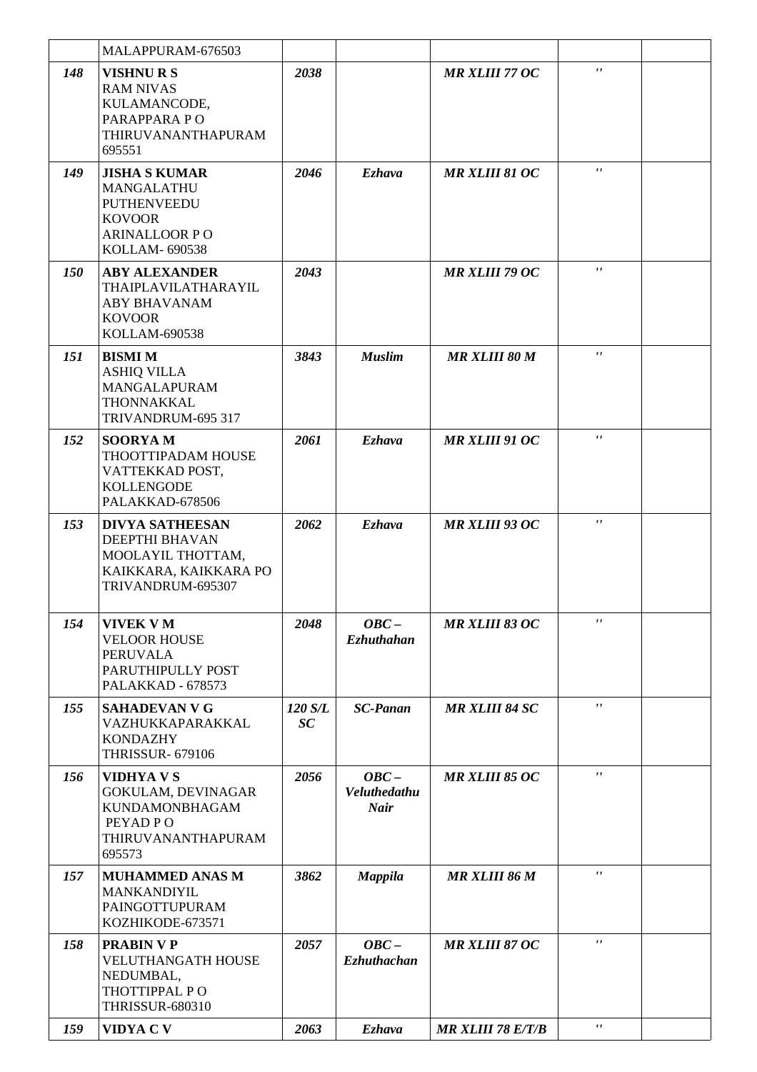| | | | | | | |
|---|---|---|---|---|---|---|
| | MALAPPURAM-676503 | | | | | |
| ***148*** | **VISHNU R S**<br>RAM NIVAS<br>KULAMANCODE,<br>PARAPPARA P O<br>THIRUVANANTHAPURAM<br>695551 | ***2038*** | | ***MR XLIII 77 OC*** | *''* | |
| ***149*** | **JISHA S KUMAR**<br>MANGALATHU<br>PUTHENVEEDU<br>KOVOOR<br>ARINALLOOR P O<br>KOLLAM- 690538 | ***2046*** | ***Ezhava*** | ***MR XLIII 81 OC*** | *''* | |
| ***150*** | **ABY ALEXANDER**<br>THAIPLAVILATHARAYIL<br>ABY BHAVANAM<br>KOVOOR<br>KOLLAM-690538 | ***2043*** | | ***MR XLIII 79 OC*** | *''* | |
| ***151*** | **BISMI M**<br>ASHIQ VILLA<br>MANGALAPURAM<br>THONNAKKAL<br>TRIVANDRUM-695 317 | ***3843*** | ***Muslim*** | ***MR XLIII 80 M*** | *''* | |
| ***152*** | **SOORYA M**<br>THOOTTIPADAM HOUSE<br>VATTEKKAD POST,<br>KOLLENGODE<br>PALAKKAD-678506 | ***2061*** | ***Ezhava*** | ***MR XLIII 91 OC*** | *''* | |
| ***153*** | **DIVYA SATHEESAN**<br>DEEPTHI BHAVAN<br>MOOLAYIL THOTTAM,<br>KAIKKARA, KAIKKARA PO<br>TRIVANDRUM-695307 | ***2062*** | ***Ezhava*** | ***MR XLIII 93 OC*** | *''* | |
| ***154*** | **VIVEK V M**<br>VELOOR HOUSE<br>PERUVALA<br>PARUTHIPULLY POST<br>PALAKKAD - 678573 | ***2048*** | ***OBC – Ezhuthahan*** | ***MR XLIII 83 OC*** | *''* | |
| ***155*** | **SAHADEVAN V G**<br>VAZHUKKAPARAKKAL<br>KONDAZHY<br>THRISSUR- 679106 | ***120 S/L SC*** | ***SC-Panan*** | ***MR XLIII 84 SC*** | *''* | |
| ***156*** | **VIDHYA V S**<br>GOKULAM, DEVINAGAR<br>KUNDAMONBHAGAM<br>PEYAD P O<br>THIRUVANANTHAPURAM<br>695573 | ***2056*** | ***OBC – Veluthedathu Nair*** | ***MR XLIII 85 OC*** | *''* | |
| ***157*** | **MUHAMMED ANAS M**<br>MANKANDIYIL<br>PAINGOTTUPURAM<br>KOZHIKODE-673571 | ***3862*** | ***Mappila*** | ***MR XLIII 86 M*** | *''* | |
| ***158*** | **PRABIN V P**<br>VELUTHANGATH HOUSE<br>NEDUMBAL,<br>THOTTIPPAL P O<br>THRISSUR-680310 | ***2057*** | ***OBC – Ezhuthachan*** | ***MR XLIII 87 OC*** | *''* | |
| ***159*** | **VIDYA C V** | ***2063*** | ***Ezhava*** | ***MR XLIII 78 E/T/B*** | *''* | |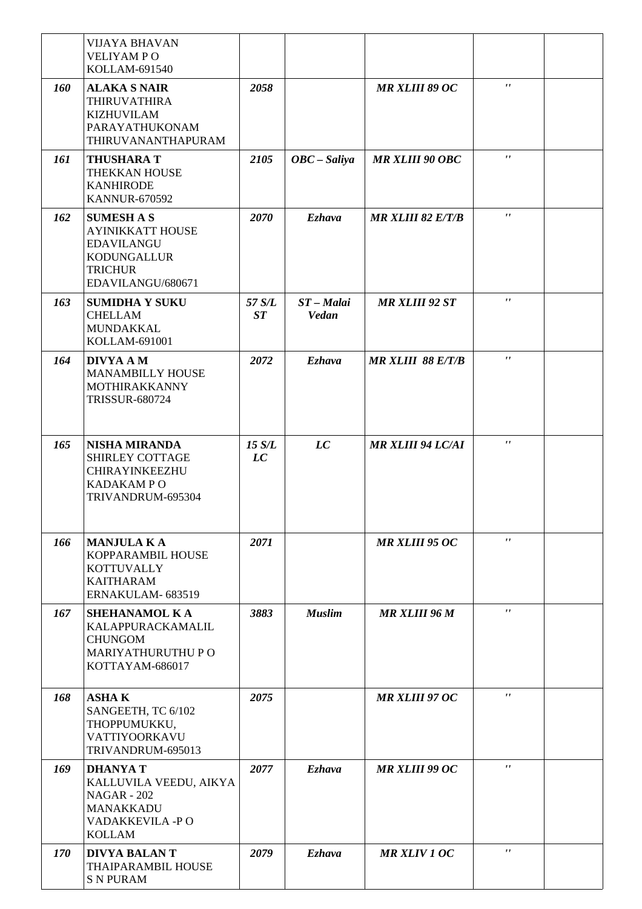|  |  |  |  |  |  |  |
|---|---|---|---|---|---|---|
|  | VIJAYA BHAVAN<br>VELIYAM P O<br>KOLLAM-691540 |  |  |  |  |  |
| ***160*** | **ALAKA S NAIR**<br>THIRUVATHIRA<br>KIZHUVILAM<br>PARAYATHUKONAM<br>THIRUVANANTHAPURAM | ***2058*** |  | ***MR XLIII 89 OC*** | *''* |  |
| ***161*** | **THUSHARA T**<br>THEKKAN HOUSE<br>KANHIRODE<br>KANNUR-670592 | ***2105*** | ***OBC – Saliya*** | ***MR XLIII 90 OBC*** | *''* |  |
| ***162*** | **SUMESH A S**<br>AYINIKKATT HOUSE<br>EDAVILANGU<br>KODUNGALLUR<br>TRICHUR<br>EDAVILANGU/680671 | ***2070*** | ***Ezhava*** | ***MR XLIII 82 E/T/B*** | *''* |  |
| ***163*** | **SUMIDHA Y SUKU**<br>CHELLAM<br>MUNDAKKAL<br>KOLLAM-691001 | ***57 S/L ST*** | ***ST – Malai Vedan*** | ***MR XLIII 92 ST*** | *''* |  |
| ***164*** | **DIVYA A M**<br>MANAMBILLY HOUSE<br>MOTHIRAKKANNY<br>TRISSUR-680724 | ***2072*** | ***Ezhava*** | ***MR XLIII 88 E/T/B*** | *''* |  |
| ***165*** | **NISHA MIRANDA**<br>SHIRLEY COTTAGE<br>CHIRAYINKEEZHU<br>KADAKAM P O<br>TRIVANDRUM-695304 | ***15 S/L LC*** | ***LC*** | ***MR XLIII 94 LC/AI*** | *''* |  |
| ***166*** | **MANJULA K A**<br>KOPPARAMBIL HOUSE<br>KOTTUVALLY<br>KAITHARAM<br>ERNAKULAM- 683519 | ***2071*** |  | ***MR XLIII 95 OC*** | *''* |  |
| ***167*** | **SHEHANAMOL K A**<br>KALAPPURACKAMALIL<br>CHUNGOM<br>MARIYATHURUTHU P O<br>KOTTAYAM-686017 | ***3883*** | ***Muslim*** | ***MR XLIII 96 M*** | *''* |  |
| ***168*** | **ASHA K**<br>SANGEETH, TC 6/102<br>THOPPUMUKKU,<br>VATTIYOORKAVU<br>TRIVANDRUM-695013 | ***2075*** |  | ***MR XLIII 97 OC*** | *''* |  |
| ***169*** | **DHANYA T**<br>KALLUVILA VEEDU, AIKYA NAGAR - 202<br>MANAKKADU<br>VADAKKEVILA -P O<br>KOLLAM | ***2077*** | ***Ezhava*** | ***MR XLIII 99 OC*** | *''* |  |
| ***170*** | **DIVYA BALAN T**<br>THAIPARAMBIL HOUSE<br>S N PURAM | ***2079*** | ***Ezhava*** | ***MR XLIV 1 OC*** | *''* |  |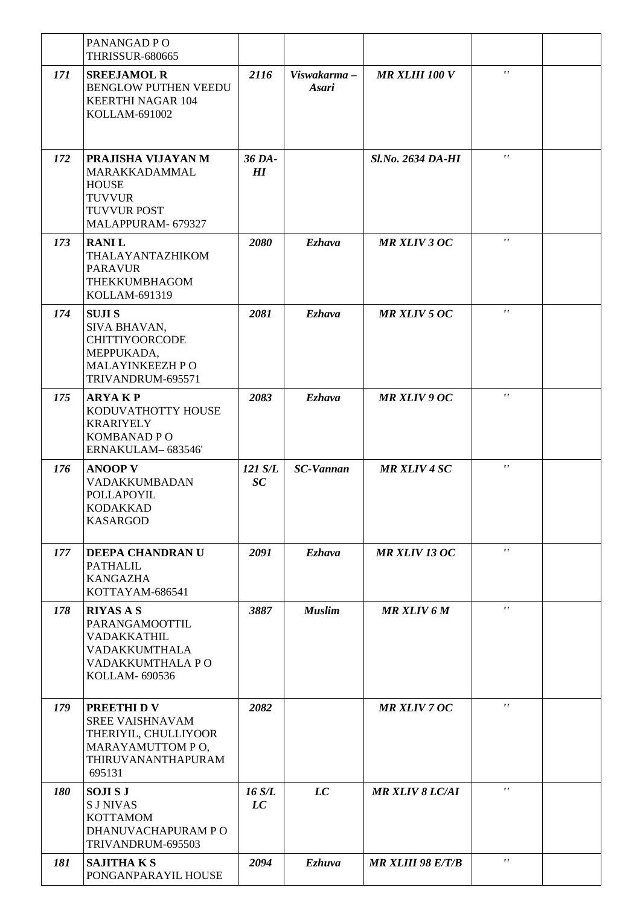| | | | | | | |
|---|---|---|---|---|---|---|
| | PANANGAD P O<br>THRISSUR-680665 | | | | | |
| *171* | **SREEJAMOL R**<br>BENGLOW PUTHEN VEEDU<br>KEERTHI NAGAR 104<br>KOLLAM-691002 | *2116* | *Viswakarma – Asari* | *MR XLIII 100 V* | '' | |
| *172* | **PRAJISHA VIJAYAN M**<br>MARAKKADAMMAL HOUSE<br>TUVVUR<br>TUVVUR POST<br>MALAPPURAM- 679327 | *36 DA-HI* | | *Sl.No. 2634 DA-HI* | '' | |
| *173* | **RANI L**<br>THALAYANTAZHIKOM<br>PARAVUR<br>THEKKUMBHAGOM<br>KOLLAM-691319 | *2080* | *Ezhava* | *MR XLIV 3 OC* | '' | |
| *174* | **SUJI S**<br>SIVA BHAVAN,<br>CHITTIYOORCODE<br>MEPPUKADA,<br>MALAYINKEEZH P O<br>TRIVANDRUM-695571 | *2081* | *Ezhava* | *MR XLIV 5 OC* | '' | |
| *175* | **ARYA K P**<br>KODUVATHOTTY HOUSE<br>KRARIYELY<br>KOMBANAD P O<br>ERNAKULAM– 683546' | *2083* | *Ezhava* | *MR XLIV 9 OC* | '' | |
| *176* | **ANOOP V**<br>VADAKKUMBADAN<br>POLLAPOYIL<br>KODAKKAD<br>KASARGOD | *121 S/L SC* | *SC-Vannan* | *MR XLIV 4 SC* | '' | |
| *177* | **DEEPA CHANDRAN U**<br>PATHALIL<br>KANGAZHA<br>KOTTAYAM-686541 | *2091* | *Ezhava* | *MR XLIV 13 OC* | '' | |
| *178* | **RIYAS A S**<br>PARANGAMOOTTIL<br>VADAKKATHIL<br>VADAKKUMTHALA<br>VADAKKUMTHALA P O<br>KOLLAM- 690536 | *3887* | *Muslim* | *MR XLIV 6 M* | '' | |
| *179* | **PREETHI D V**<br>SREE VAISHNAVAM<br>THERIYIL, CHULLIYOOR<br>MARAYAMUTTOM P O,<br>THIRUVANANTHAPURAM<br>695131 | *2082* | | *MR XLIV 7 OC* | '' | |
| *180* | **SOJI S J**<br>S J NIVAS<br>KOTTAMOM<br>DHANUVACHAPURAM P O<br>TRIVANDRUM-695503 | *16 S/L LC* | *LC* | *MR XLIV 8 LC/AI* | '' | |
| *181* | **SAJITHA K S**<br>PONGANPARAYIL HOUSE | *2094* | *Ezhuva* | *MR XLIII 98 E/T/B* | '' | |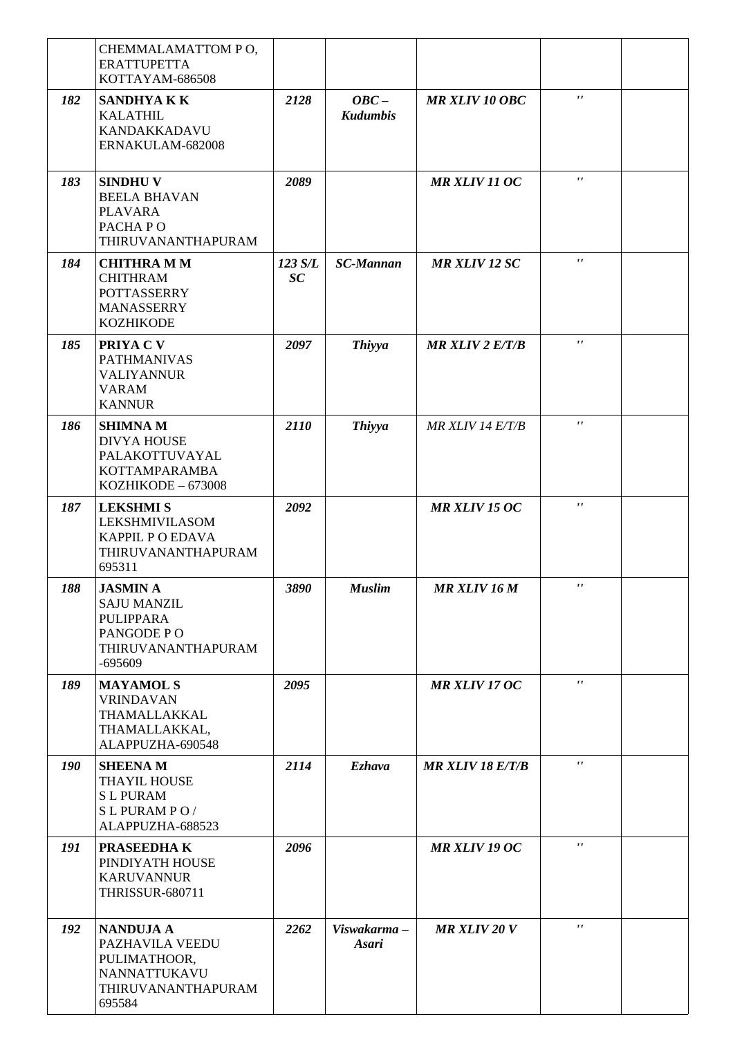| | | | | | | |
|---|---|---|---|---|---|---|
| | CHEMMALAMATTOM P O, ERATTUPETTA KOTTAYAM-686508 | | | | | |
| ***182*** | **SANDHYA K K** KALATHIL KANDAKKADAVU ERNAKULAM-682008 | ***2128*** | ***OBC – Kudumbis*** | ***MR XLIV 10 OBC*** | *''* | |
| ***183*** | **SINDHU V** BEELA BHAVAN PLAVARA PACHA P O THIRUVANANTHAPURAM | ***2089*** | | ***MR XLIV 11 OC*** | *''* | |
| ***184*** | **CHITHRA M M** CHITHRAM POTTASSERRY MANASSERRY KOZHIKODE | ***123 S/L SC*** | ***SC-Mannan*** | ***MR XLIV 12 SC*** | *''* | |
| ***185*** | **PRIYA C V** PATHMANIVAS VALIYANNUR VARAM KANNUR | ***2097*** | ***Thiyya*** | ***MR XLIV 2 E/T/B*** | *''* | |
| ***186*** | **SHIMNA M** DIVYA HOUSE PALAKOTTUVAYAL KOTTAMPARAMBA KOZHIKODE – 673008 | ***2110*** | ***Thiyya*** | *MR XLIV 14 E/T/B* | *''* | |
| ***187*** | **LEKSHMI S** LEKSHMIVILASOM KAPPIL P O EDAVA THIRUVANANTHAPURAM 695311 | ***2092*** | | ***MR XLIV 15 OC*** | *''* | |
| ***188*** | **JASMIN A** SAJU MANZIL PULIPPARA PANGODE P O THIRUVANANTHAPURAM -695609 | ***3890*** | ***Muslim*** | ***MR XLIV 16 M*** | *''* | |
| ***189*** | **MAYAMOL S** VRINDAVAN THAMALLAKKAL THAMALLAKKAL, ALAPPUZHA-690548 | ***2095*** | | ***MR XLIV 17 OC*** | *''* | |
| ***190*** | **SHEENA M** THAYIL HOUSE S L PURAM S L PURAM P O / ALAPPUZHA-688523 | ***2114*** | ***Ezhava*** | ***MR XLIV 18 E/T/B*** | *''* | |
| ***191*** | **PRASEEDHA K** PINDIYATH HOUSE KARUVANNUR THRISSUR-680711 | ***2096*** | | ***MR XLIV 19 OC*** | *''* | |
| ***192*** | **NANDUJA A** PAZHAVILA VEEDU PULIMATHOOR, NANNATTUKAVU THIRUVANANTHAPURAM 695584 | ***2262*** | ***Viswakarma – Asari*** | ***MR XLIV 20 V*** | *''* | |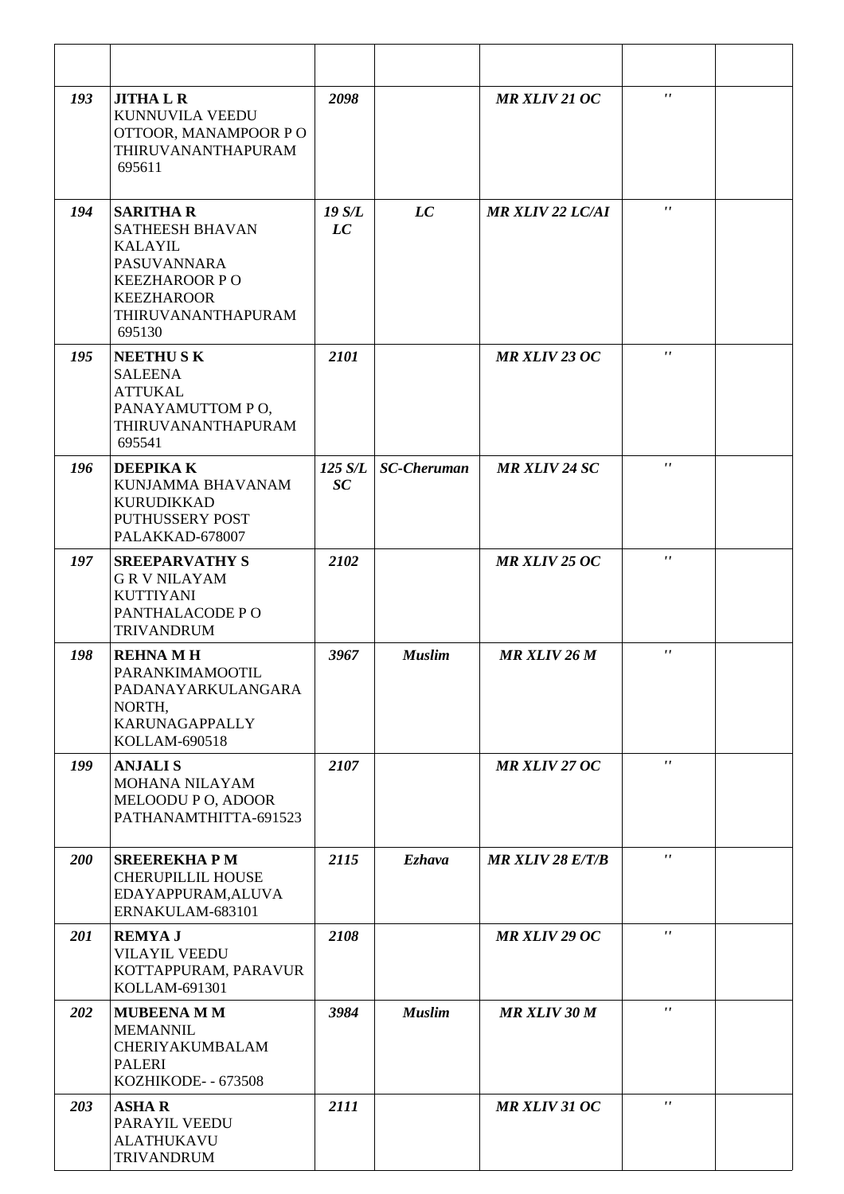| | | | | | | |
|---|---|---|---|---|---|---|
| *193* | **JITHA L R** KUNNUVILA VEEDU OTTOOR, MANAMPOOR P O THIRUVANANTHAPURAM 695611 | *2098* | | *MR XLIV 21 OC* | *''* | |
| *194* | **SARITHA R** SATHEESH BHAVAN KALAYIL PASUVANNARA KEEZHAROOR P O KEEZHAROOR THIRUVANANTHAPURAM 695130 | *19 S/L LC* | *LC* | *MR XLIV 22 LC/AI* | *''* | |
| *195* | **NEETHU S K** SALEENA ATTUKAL PANAYAMUTTOM P O, THIRUVANANTHAPURAM 695541 | *2101* | | *MR XLIV 23 OC* | *''* | |
| *196* | **DEEPIKA K** KUNJAMMA BHAVANAM KURUDIKKAD PUTHUSSERY POST PALAKKAD-678007 | *125 S/L SC* | *SC-Cheruman* | *MR XLIV 24 SC* | *''* | |
| *197* | **SREEPARVATHY S** G R V NILAYAM KUTTIYANI PANTHALACODE P O TRIVANDRUM | *2102* | | *MR XLIV 25 OC* | *''* | |
| *198* | **REHNA M H** PARANKIMAMOOTIL PADANAYARKULANGARA NORTH, KARUNAGAPPALLY KOLLAM-690518 | *3967* | *Muslim* | *MR XLIV 26 M* | *''* | |
| *199* | **ANJALI S** MOHANA NILAYAM MELOODU P O, ADOOR PATHANAMTHITTA-691523 | *2107* | | *MR XLIV 27 OC* | *''* | |
| *200* | **SREEREKHA P M** CHERUPILLIL HOUSE EDAYAPPURAM,ALUVA ERNAKULAM-683101 | *2115* | *Ezhava* | *MR XLIV 28 E/T/B* | *''* | |
| *201* | **REMYA J** VILAYIL VEEDU KOTTAPPURAM, PARAVUR KOLLAM-691301 | *2108* | | *MR XLIV 29 OC* | *''* | |
| *202* | **MUBEENA M M** MEMANNIL CHERIYAKUMBALAM PALERI KOZHIKODE- - 673508 | *3984* | *Muslim* | *MR XLIV 30 M* | *''* | |
| *203* | **ASHA R** PARAYIL VEEDU ALATHUKAVU TRIVANDRUM | *2111* | | *MR XLIV 31 OC* | *''* | |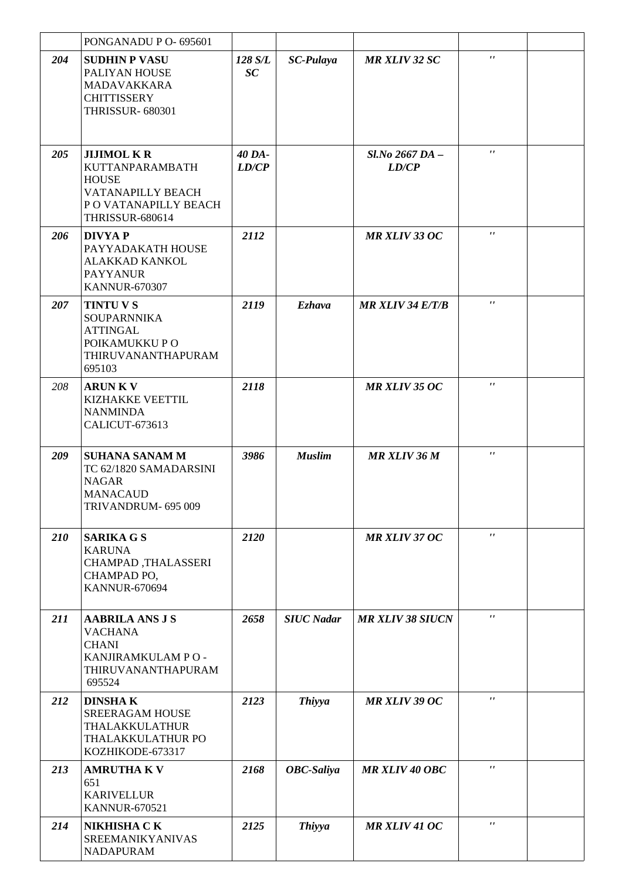|  | PONGANADU P O- 695601 |  |  |  |  |  |
|---|---|---|---|---|---|---|
| **204** | **SUDHIN P VASU** PALIYAN HOUSE MADAVAKKARA CHITTISSERY THRISSUR- 680301 | ***128 S/L SC*** | ***SC-Pulaya*** | ***MR XLIV 32 SC*** | '' |  |
| **205** | **JIJIMOL K R** KUTTANPARAMBATH HOUSE VATANAPILLY BEACH P O VATANAPILLY BEACH THRISSUR-680614 | ***40 DA-LD/CP*** |  | ***Sl.No 2667 DA – LD/CP*** | '' |  |
| **206** | **DIVYA P** PAYYADAKATH HOUSE ALAKKAD KANKOL PAYYANUR KANNUR-670307 | ***2112*** |  | ***MR XLIV 33 OC*** | '' |  |
| **207** | **TINTU V S** SOUPARNNIKA ATTINGAL POIKAMUKKU P O THIRUVANANTHAPURAM 695103 | ***2119*** | ***Ezhava*** | ***MR XLIV 34 E/T/B*** | '' |  |
| 208 | **ARUN K V** KIZHAKKE VEETTIL NANMINDA CALICUT-673613 | ***2118*** |  | ***MR XLIV 35 OC*** | '' |  |
| **209** | **SUHANA SANAM M** TC 62/1820 SAMADARSINI NAGAR MANACAUD TRIVANDRUM- 695 009 | ***3986*** | ***Muslim*** | ***MR XLIV 36 M*** | '' |  |
| **210** | **SARIKA G S** KARUNA CHAMPAD ,THALASSERI CHAMPAD PO, KANNUR-670694 | ***2120*** |  | ***MR XLIV 37 OC*** | '' |  |
| **211** | **AABRILA ANS J S** VACHANA CHANI KANJIRAMKULAM P O - THIRUVANANTHAPURAM 695524 | ***2658*** | ***SIUC Nadar*** | ***MR XLIV 38 SIUCN*** | '' |  |
| **212** | **DINSHA K** SREERAGAM HOUSE THALAKKULATHUR THALAKKULATHUR PO KOZHIKODE-673317 | ***2123*** | ***Thiyya*** | ***MR XLIV 39 OC*** | '' |  |
| **213** | **AMRUTHA K V** 651 KARIVELLUR KANNUR-670521 | ***2168*** | ***OBC-Saliya*** | ***MR XLIV 40 OBC*** | '' |  |
| **214** | **NIKHISHA C K** SREEMANIKYANIVAS NADAPURAM | ***2125*** | ***Thiyya*** | ***MR XLIV 41 OC*** | '' |  |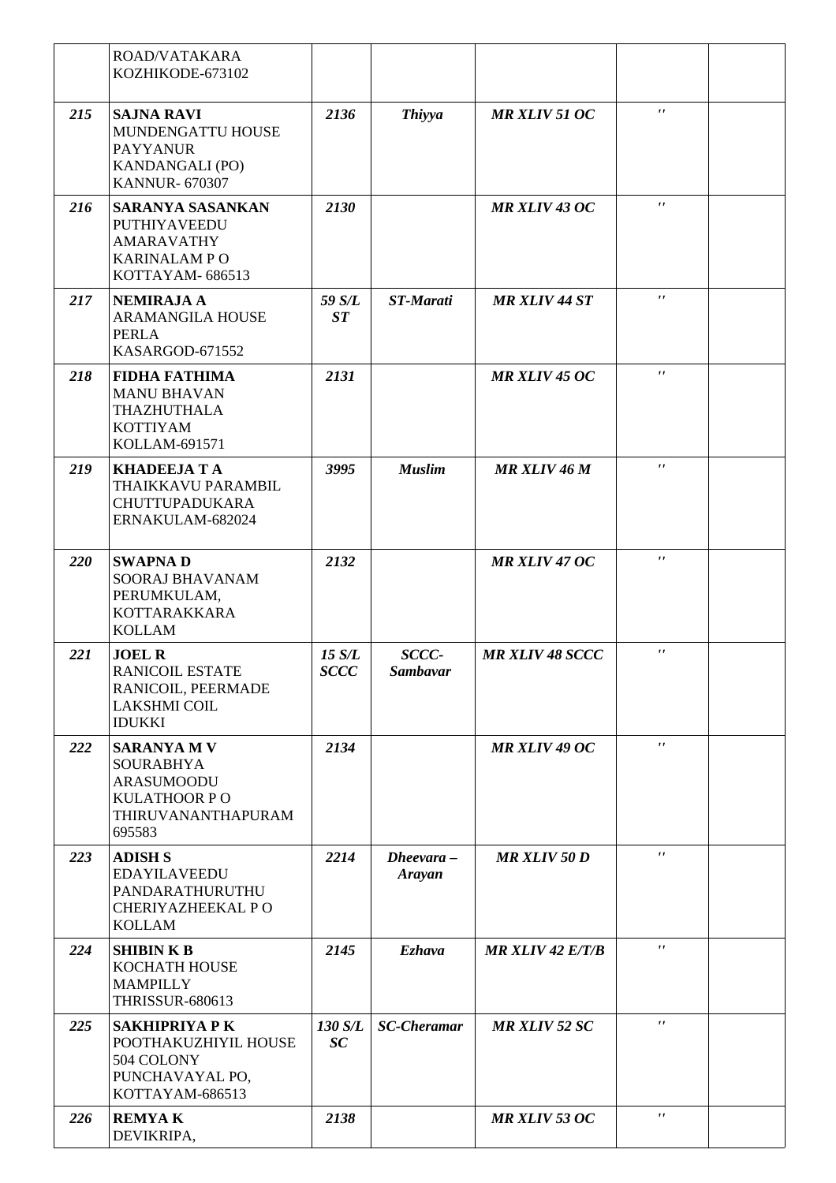| | | | | | | |
|---|---|---|---|---|---|---|
| | ROAD/VATAKARA KOZHIKODE-673102 | | | | | |
| ***215*** | **SAJNA RAVI** MUNDENGATTU HOUSE PAYYANUR KANDANGALI (PO) KANNUR- 670307 | ***2136*** | ***Thiyya*** | ***MR XLIV 51 OC*** | *''* | |
| ***216*** | **SARANYA SASANKAN** PUTHIYAVEEDU AMARAVATHY KARINALAM P O KOTTAYAM- 686513 | ***2130*** | | ***MR XLIV 43 OC*** | *''* | |
| ***217*** | **NEMIRAJA A** ARAMANGILA HOUSE PERLA KASARGOD-671552 | ***59 S/L ST*** | ***ST-Marati*** | ***MR XLIV 44 ST*** | *''* | |
| ***218*** | **FIDHA FATHIMA** MANU BHAVAN THAZHUTHALA KOTTIYAM KOLLAM-691571 | ***2131*** | | ***MR XLIV 45 OC*** | *''* | |
| ***219*** | **KHADEEJA T A** THAIKKAVU PARAMBIL CHUTTUPADUKARA ERNAKULAM-682024 | ***3995*** | ***Muslim*** | ***MR XLIV 46 M*** | *''* | |
| ***220*** | **SWAPNA D** SOORAJ BHAVANAM PERUMKULAM, KOTTARAKKARA KOLLAM | ***2132*** | | ***MR XLIV 47 OC*** | *''* | |
| ***221*** | **JOEL R** RANICOIL ESTATE RANICOIL, PEERMADE LAKSHMI COIL IDUKKI | ***15 S/L SCCC*** | ***SCCC-Sambavar*** | ***MR XLIV 48 SCCC*** | *''* | |
| ***222*** | **SARANYA M V** SOURABHYA ARASUMOODU KULATHOOR P O THIRUVANANTHAPURAM 695583 | ***2134*** | | ***MR XLIV 49 OC*** | *''* | |
| ***223*** | **ADISH S** EDAYILAVEEDU PANDARATHURUTHU CHERIYAZHEEKAL P O KOLLAM | ***2214*** | ***Dheevara – Arayan*** | ***MR XLIV 50 D*** | *''* | |
| ***224*** | **SHIBIN K B** KOCHATH HOUSE MAMPILLY THRISSUR-680613 | ***2145*** | ***Ezhava*** | ***MR XLIV 42 E/T/B*** | *''* | |
| ***225*** | **SAKHIPRIYA P K** POOTHAKUZHIYIL HOUSE 504 COLONY PUNCHAVAYAL PO, KOTTAYAM-686513 | ***130 S/L SC*** | ***SC-Cheramar*** | ***MR XLIV 52 SC*** | *''* | |
| ***226*** | **REMYA K** DEVIKRIPA, | ***2138*** | | ***MR XLIV 53 OC*** | *''* | |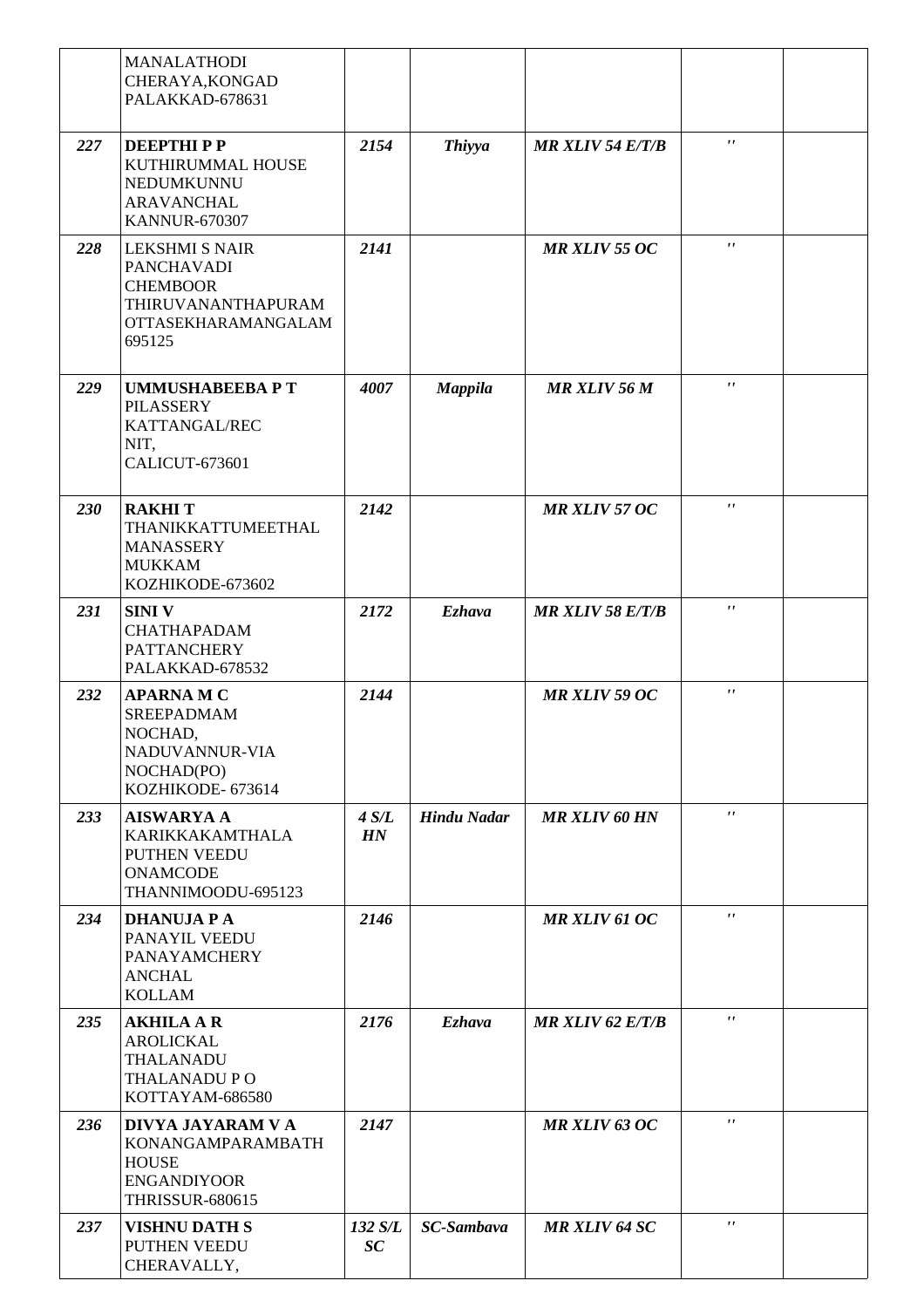| | | | | | | |
|---|---|---|---|---|---|---|
| | MANALATHODI CHERAYA,KONGAD PALAKKAD-678631 | | | | | |
| *227* | **DEEPTHI P P** KUTHIRUMMAL HOUSE NEDUMKUNNU ARAVANCHAL KANNUR-670307 | *2154* | *Thiyya* | *MR XLIV 54 E/T/B* | *''* | |
| *228* | LEKSHMI S NAIR PANCHAVADI CHEMBOOR THIRUVANANTHAPURAM OTTASEKHARAMANGALAM 695125 | *2141* | | *MR XLIV 55 OC* | *''* | |
| *229* | **UMMUSHABEEBA P T** PILASSERY KATTANGAL/REC NIT, CALICUT-673601 | *4007* | *Mappila* | *MR XLIV 56 M* | *''* | |
| *230* | **RAKHI T** THANIKKATTUMEETHAL MANASSERY MUKKAM KOZHIKODE-673602 | *2142* | | *MR XLIV 57 OC* | *''* | |
| *231* | **SINI V** CHATHAPADAM PATTANCHERY PALAKKAD-678532 | *2172* | *Ezhava* | *MR XLIV 58 E/T/B* | *''* | |
| *232* | **APARNA M C** SREEPADMAM NOCHAD, NADUVANNUR-VIA NOCHAD(PO) KOZHIKODE- 673614 | *2144* | | *MR XLIV 59 OC* | *''* | |
| *233* | **AISWARYA A** KARIKKAKAMTHALA PUTHEN VEEDU ONAMCODE THANNIMOODU-695123 | *4 S/L HN* | *Hindu Nadar* | *MR XLIV 60 HN* | *''* | |
| *234* | **DHANUJA P A** PANAYIL VEEDU PANAYAMCHERY ANCHAL KOLLAM | *2146* | | *MR XLIV 61 OC* | *''* | |
| *235* | **AKHILA A R** AROLICKAL THALANADU THALANADU P O KOTTAYAM-686580 | *2176* | *Ezhava* | *MR XLIV 62 E/T/B* | *''* | |
| *236* | **DIVYA JAYARAM V A** KONANGAMPARAMBATH HOUSE ENGANDIYOOR THRISSUR-680615 | *2147* | | *MR XLIV 63 OC* | *''* | |
| *237* | **VISHNU DATH S** PUTHEN VEEDU CHERAVALLY, | *132 S/L SC* | *SC-Sambava* | *MR XLIV 64 SC* | *''* | |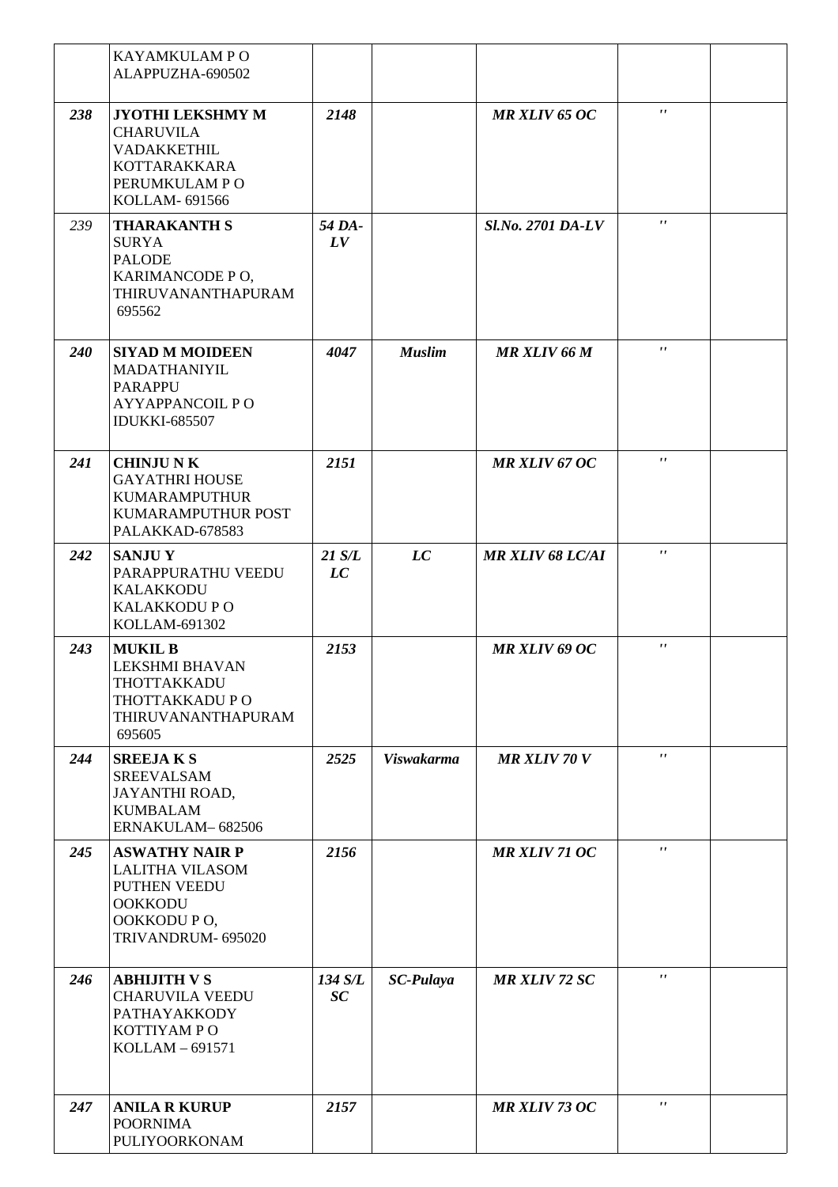| | | | | | | |
|---|---|---|---|---|---|---|
| | KAYAMKULAM P O<br>ALAPPUZHA-690502 | | | | | |
| ***238*** | **JYOTHI LEKSHMY M**<br>CHARUVILA<br>VADAKKETHIL<br>KOTTARAKKARA<br>PERUMKULAM P O<br>KOLLAM- 691566 | ***2148*** | | ***MR XLIV 65 OC*** | *"* | |
| *239* | **THARAKANTH S**<br>SURYA<br>PALODE<br>KARIMANCODE P O,<br>THIRUVANANTHAPURAM<br>695562 | ***54 DA-LV*** | | ***Sl.No. 2701 DA-LV*** | *"* | |
| ***240*** | **SIYAD M MOIDEEN**<br>MADATHANIYIL<br>PARAPPU<br>AYYAPPANCOIL P O<br>IDUKKI-685507 | ***4047*** | ***Muslim*** | ***MR XLIV 66 M*** | *"* | |
| ***241*** | **CHINJU N K**<br>GAYATHRI HOUSE<br>KUMARAMPUTHUR<br>KUMARAMPUTHUR POST<br>PALAKKAD-678583 | ***2151*** | | ***MR XLIV 67 OC*** | *"* | |
| ***242*** | **SANJU Y**<br>PARAPPURATHU VEEDU<br>KALAKKODU<br>KALAKKODU P O<br>KOLLAM-691302 | ***21 S/L LC*** | ***LC*** | ***MR XLIV 68 LC/AI*** | *"* | |
| ***243*** | **MUKIL B**<br>LEKSHMI BHAVAN<br>THOTTAKKADU<br>THOTTAKKADU P O<br>THIRUVANANTHAPURAM<br>695605 | ***2153*** | | ***MR XLIV 69 OC*** | *"* | |
| ***244*** | **SREEJA K S**<br>SREEVALSAM<br>JAYANTHI ROAD,<br>KUMBALAM<br>ERNAKULAM– 682506 | ***2525*** | ***Viswakarma*** | ***MR XLIV 70 V*** | *"* | |
| ***245*** | **ASWATHY NAIR P**<br>LALITHA VILASOM<br>PUTHEN VEEDU<br>OOKKODU<br>OOKKODU P O,<br>TRIVANDRUM- 695020 | ***2156*** | | ***MR XLIV 71 OC*** | *"* | |
| ***246*** | **ABHIJITH V S**<br>CHARUVILA VEEDU<br>PATHAYAKKODY<br>KOTTIYAM P O<br>KOLLAM – 691571 | ***134 S/L SC*** | ***SC-Pulaya*** | ***MR XLIV 72 SC*** | *"* | |
| ***247*** | **ANILA R KURUP**<br>POORNIMA<br>PULIYOORKONAM | ***2157*** | | ***MR XLIV 73 OC*** | *"* | |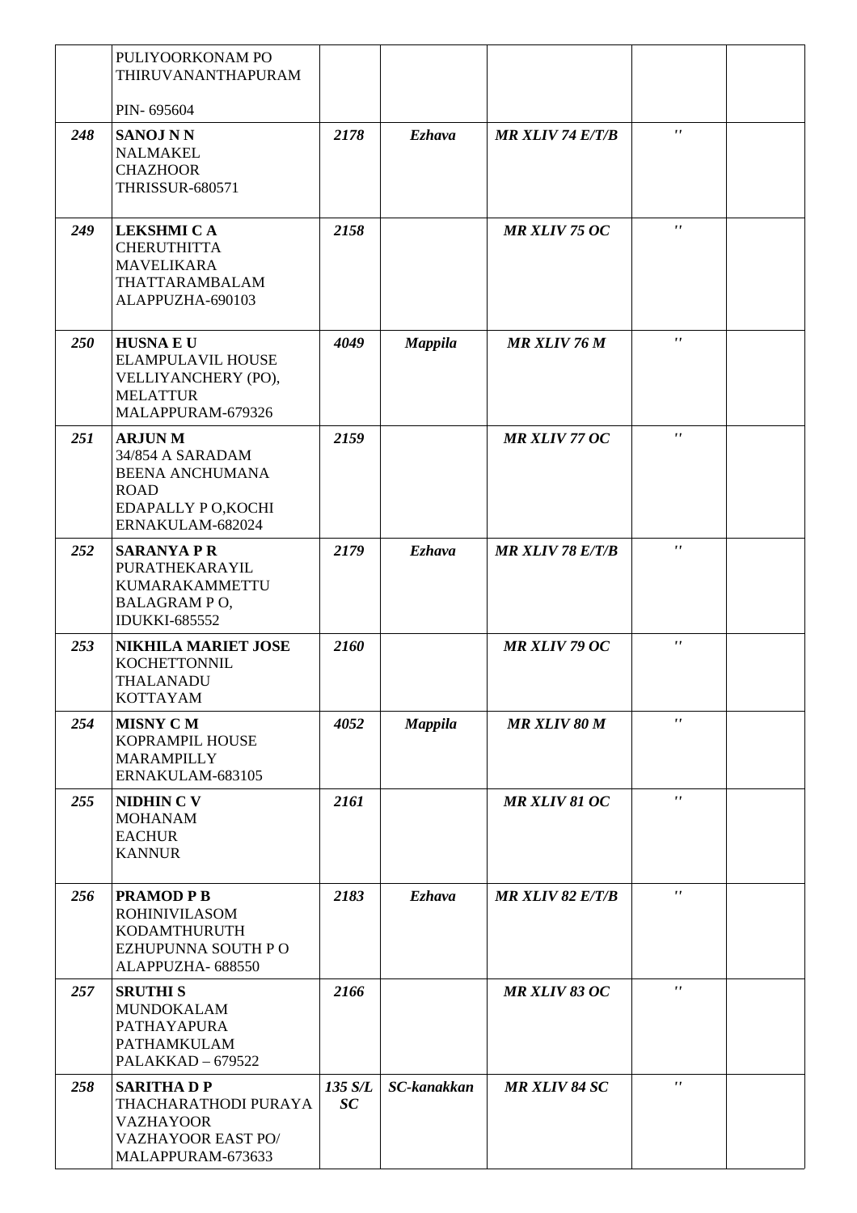| | | | | | | |
|---|---|---|---|---|---|---|
| | PULIYOORKONAM PO<br>THIRUVANANTHAPURAM<br><br>PIN- 695604 | | | | | |
| ***248*** | **SANOJ N N**<br>NALMAKEL<br>CHAZHOOR<br>THRISSUR-680571 | ***2178*** | ***Ezhava*** | ***MR XLIV 74 E/T/B*** | *''* | |
| ***249*** | **LEKSHMI C A**<br>CHERUTHITTA<br>MAVELIKARA<br>THATTARAMBALAM<br>ALAPPUZHA-690103 | ***2158*** | | ***MR XLIV 75 OC*** | *''* | |
| ***250*** | **HUSNA E U**<br>ELAMPULAVIL HOUSE<br>VELLIYANCHERY (PO),<br>MELATTUR<br>MALAPPURAM-679326 | ***4049*** | ***Mappila*** | ***MR XLIV 76 M*** | *''* | |
| ***251*** | **ARJUN M**<br>34/854 A SARADAM<br>BEENA ANCHUMANA<br>ROAD<br>EDAPALLY P O,KOCHI<br>ERNAKULAM-682024 | ***2159*** | | ***MR XLIV 77 OC*** | *''* | |
| ***252*** | **SARANYA P R**<br>PURATHEKARAYIL<br>KUMARAKAMMETTU<br>BALAGRAM P O,<br>IDUKKI-685552 | ***2179*** | ***Ezhava*** | ***MR XLIV 78 E/T/B*** | *''* | |
| ***253*** | **NIKHILA MARIET JOSE**<br>KOCHETTONNIL<br>THALANADU<br>KOTTAYAM | ***2160*** | | ***MR XLIV 79 OC*** | *''* | |
| ***254*** | **MISNY C M**<br>KOPRAMPIL HOUSE<br>MARAMPILLY<br>ERNAKULAM-683105 | ***4052*** | ***Mappila*** | ***MR XLIV 80 M*** | *''* | |
| ***255*** | **NIDHIN C V**<br>MOHANAM<br>EACHUR<br>KANNUR | ***2161*** | | ***MR XLIV 81 OC*** | *''* | |
| ***256*** | **PRAMOD P B**<br>ROHINIVILASOM<br>KODAMTHURUTH<br>EZHUPUNNA SOUTH P O<br>ALAPPUZHA- 688550 | ***2183*** | ***Ezhava*** | ***MR XLIV 82 E/T/B*** | *''* | |
| ***257*** | **SRUTHI S**<br>MUNDOKALAM<br>PATHAYAPURA<br>PATHAMKULAM<br>PALAKKAD – 679522 | ***2166*** | | ***MR XLIV 83 OC*** | *''* | |
| ***258*** | **SARITHA D P**<br>THACHARATHODI PURAYA<br>VAZHAYOOR<br>VAZHAYOOR EAST PO/<br>MALAPPURAM-673633 | ***135 S/L SC*** | ***SC-kanakkan*** | ***MR XLIV 84 SC*** | *''* | |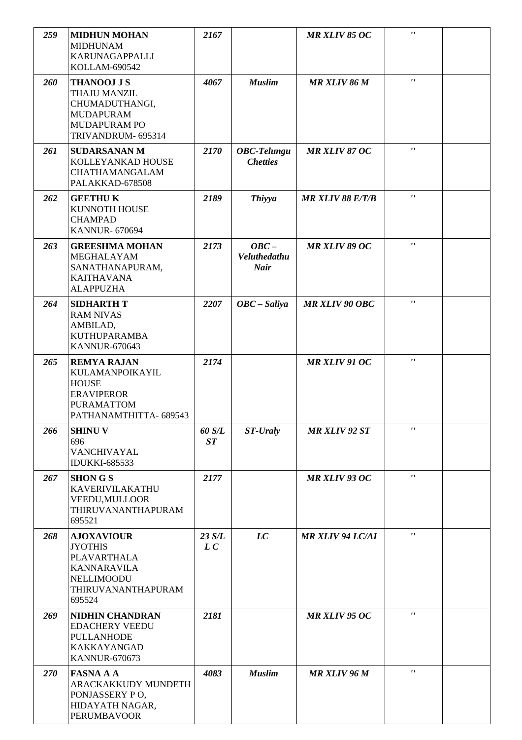| | | | | | | |
|---|---|---|---|---|---|---|
| *259* | **MIDHUN MOHAN** MIDHUNAM KARUNAGAPPALLI KOLLAM-690542 | *2167* | | *MR XLIV 85 OC* | *''* | |
| *260* | **THANOOJ J S** THAJU MANZIL CHUMADUTHANGI, MUDAPURAM MUDAPURAM PO TRIVANDRUM- 695314 | *4067* | *Muslim* | *MR XLIV 86 M* | *''* | |
| *261* | **SUDARSANAN M** KOLLEYANKAD HOUSE CHATHAMANGALAM PALAKKAD-678508 | *2170* | *OBC-Telungu Chetties* | *MR XLIV 87 OC* | *''* | |
| *262* | **GEETHU K** KUNNOTH HOUSE CHAMPAD KANNUR- 670694 | *2189* | *Thiyya* | *MR XLIV 88 E/T/B* | *''* | |
| *263* | **GREESHMA MOHAN** MEGHALAYAM SANATHANAPURAM, KAITHAVANA ALAPPUZHA | *2173* | *OBC – Veluthedathu Nair* | *MR XLIV 89 OC* | *''* | |
| *264* | **SIDHARTH T** RAM NIVAS AMBILAD, KUTHUPARAMBA KANNUR-670643 | *2207* | *OBC – Saliya* | *MR XLIV 90 OBC* | *''* | |
| *265* | **REMYA RAJAN** KULAMANPOIKAYIL HOUSE ERAVIPEROR PURAMATTOM PATHANAMTHITTA- 689543 | *2174* | | *MR XLIV 91 OC* | *''* | |
| *266* | **SHINU V** 696 VANCHIVAYAL IDUKKI-685533 | *60 S/L ST* | *ST-Uraly* | *MR XLIV 92 ST* | *''* | |
| *267* | **SHON G S** KAVERIVILAKATHU VEEDU,MULLOOR THIRUVANANTHAPURAM 695521 | *2177* | | *MR XLIV 93 OC* | *''* | |
| *268* | **AJOXAVIOUR** JYOTHIS PLAVARTHALA KANNARAVILA NELLIMOODU THIRUVANANTHAPURAM 695524 | *23 S/L L C* | *LC* | *MR XLIV 94 LC/AI* | *''* | |
| *269* | **NIDHIN CHANDRAN** EDACHERY VEEDU PULLANHODE KAKKAYANGAD KANNUR-670673 | *2181* | | *MR XLIV 95 OC* | *''* | |
| *270* | **FASNA A A** ARACKAKKUDY MUNDETH PONJASSERY P O, HIDAYATH NAGAR, PERUMBAVOOR | *4083* | *Muslim* | *MR XLIV 96 M* | *''* | |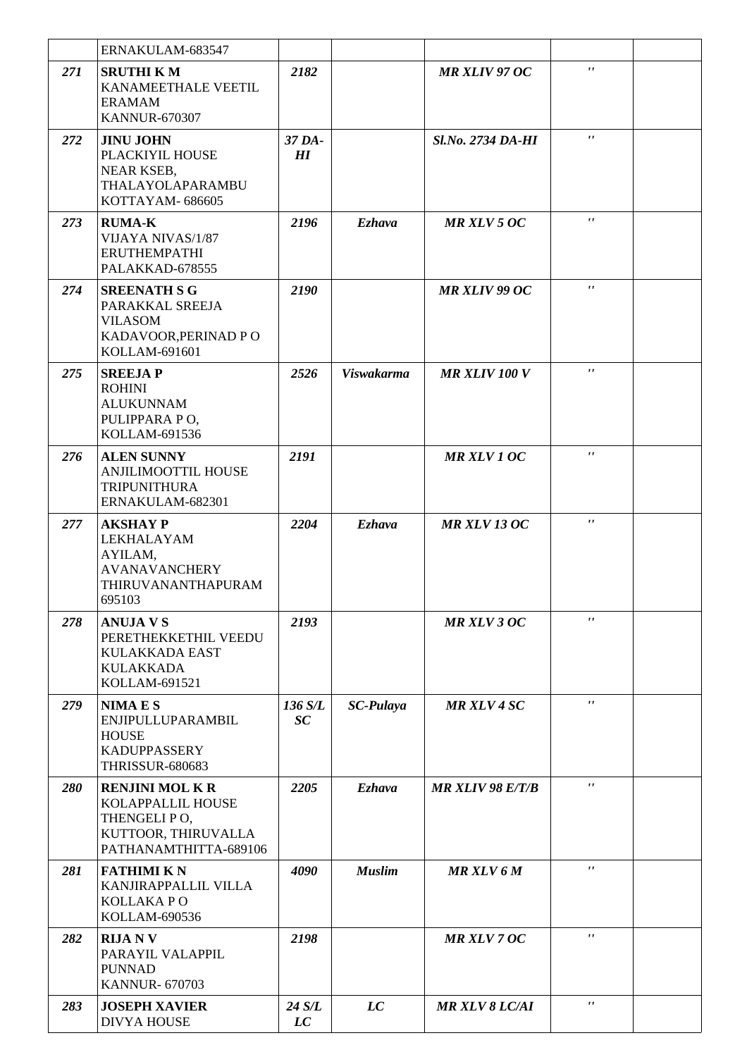|  |  |  |  |  |  |  |
|---|---|---|---|---|---|---|
|  | ERNAKULAM-683547 |  |  |  |  |  |
| *271* | **SRUTHI K M** KANAMEETHALE VEETIL ERAMAM KANNUR-670307 | *2182* |  | *MR XLIV 97 OC* | *''* |  |
| *272* | **JINU JOHN** PLACKIYIL HOUSE NEAR KSEB, THALAYOLAPARAMBU KOTTAYAM- 686605 | *37 DA-HI* |  | *Sl.No. 2734 DA-HI* | *''* |  |
| *273* | **RUMA-K** VIJAYA NIVAS/1/87 ERUTHEMPATHI PALAKKAD-678555 | *2196* | *Ezhava* | *MR XLV 5 OC* | *''* |  |
| *274* | **SREENATH S G** PARAKKAL SREEJA VILASOM KADAVOOR,PERINAD P O KOLLAM-691601 | *2190* |  | *MR XLIV 99 OC* | *''* |  |
| *275* | **SREEJA P** ROHINI ALUKUNNAM PULIPPARA P O, KOLLAM-691536 | *2526* | *Viswakarma* | *MR XLIV 100 V* | *''* |  |
| *276* | **ALEN SUNNY** ANJILIMOOTTIL HOUSE TRIPUNITHURA ERNAKULAM-682301 | *2191* |  | *MR XLV 1 OC* | *''* |  |
| *277* | **AKSHAY P** LEKHALAYAM AYILAM, AVANAVANCHERY THIRUVANANTHAPURAM 695103 | *2204* | *Ezhava* | *MR XLV 13 OC* | *''* |  |
| *278* | **ANUJA V S** PERETHEKKETHIL VEEDU KULAKKADA EAST KULAKKADA KOLLAM-691521 | *2193* |  | *MR XLV 3 OC* | *''* |  |
| *279* | **NIMA E S** ENJIPULLUPARAMBIL HOUSE KADUPPASSERY THRISSUR-680683 | *136 S/L SC* | *SC-Pulaya* | *MR XLV 4 SC* | *''* |  |
| *280* | **RENJINI MOL K R** KOLAPPALLIL HOUSE THENGELI P O, KUTTOOR, THIRUVALLA PATHANAMTHITTA-689106 | *2205* | *Ezhava* | *MR XLIV 98 E/T/B* | *''* |  |
| *281* | **FATHIMI K N** KANJIRAPPALLIL VILLA KOLLAKA P O KOLLAM-690536 | *4090* | *Muslim* | *MR XLV 6 M* | *''* |  |
| *282* | **RIJA N V** PARAYIL VALAPPIL PUNNAD KANNUR- 670703 | *2198* |  | *MR XLV 7 OC* | *''* |  |
| *283* | **JOSEPH XAVIER** DIVYA HOUSE | *24 S/L LC* | *LC* | *MR XLV 8 LC/AI* | *''* |  |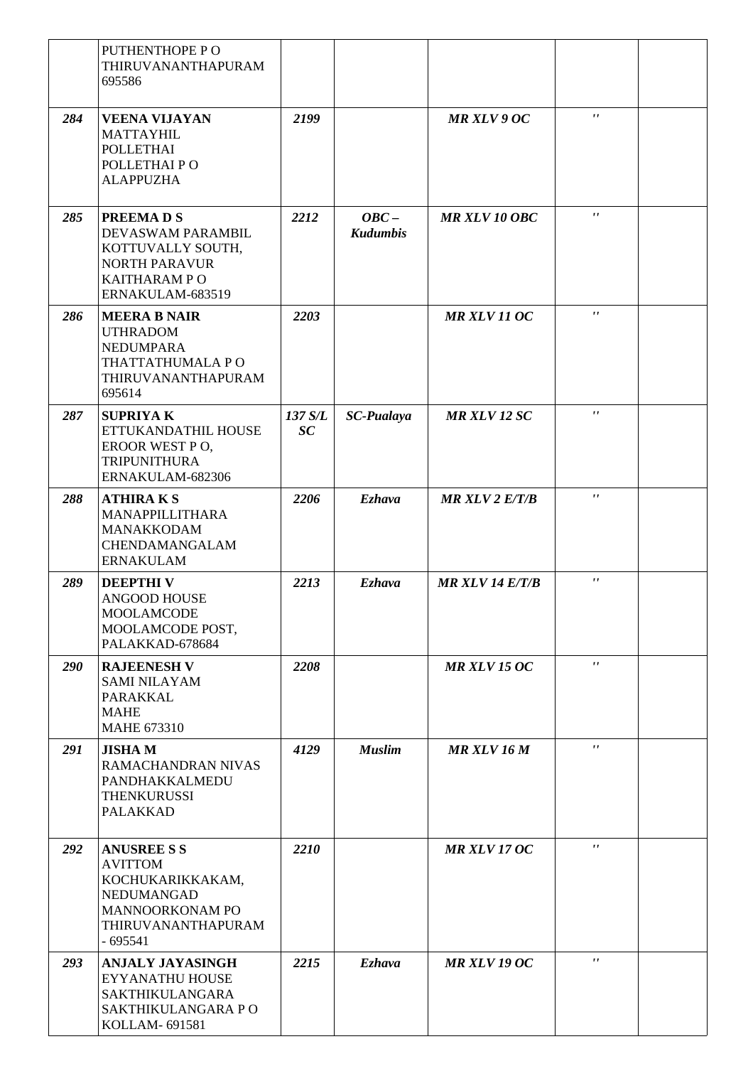| | | | | | | |
|---|---|---|---|---|---|---|
| | PUTHENTHOPE P O<br>THIRUVANANTHAPURAM<br>695586 | | | | | |
| *284* | **VEENA VIJAYAN**<br>MATTAYHIL<br>POLLETHAI<br>POLLETHAI P O<br>ALAPPUZHA | *2199* | | *MR XLV 9 OC* | *"* | |
| *285* | **PREEMA D S**<br>DEVASWAM PARAMBIL<br>KOTTUVALLY SOUTH,<br>NORTH PARAVUR<br>KAITHARAM P O<br>ERNAKULAM-683519 | *2212* | *OBC – Kudumbis* | *MR XLV 10 OBC* | *"* | |
| *286* | **MEERA B NAIR**<br>UTHRADOM<br>NEDUMPARA<br>THATTATHUMALA P O<br>THIRUVANANTHAPURAM<br>695614 | *2203* | | *MR XLV 11 OC* | *"* | |
| *287* | **SUPRIYA K**<br>ETTUKANDATHIL HOUSE<br>EROOR WEST P O,<br>TRIPUNITHURA<br>ERNAKULAM-682306 | *137 S/L SC* | *SC-Pualaya* | *MR XLV 12 SC* | *"* | |
| *288* | **ATHIRA K S**<br>MANAPPILLITHARA<br>MANAKKODAM<br>CHENDAMANGALAM<br>ERNAKULAM | *2206* | *Ezhava* | *MR XLV 2 E/T/B* | *"* | |
| *289* | **DEEPTHI V**<br>ANGOOD HOUSE<br>MOOLAMCODE<br>MOOLAMCODE POST,<br>PALAKKAD-678684 | *2213* | *Ezhava* | *MR XLV 14 E/T/B* | *"* | |
| *290* | **RAJEENESH V**<br>SAMI NILAYAM<br>PARAKKAL<br>MAHE<br>MAHE 673310 | *2208* | | *MR XLV 15 OC* | *"* | |
| *291* | **JISHA M**<br>RAMACHANDRAN NIVAS<br>PANDHAKKALMEDU<br>THENKURUSSI<br>PALAKKAD | *4129* | *Muslim* | *MR XLV 16 M* | *"* | |
| *292* | **ANUSREE S S**<br>AVITTOM<br>KOCHUKARIKKAKAM,<br>NEDUMANGAD<br>MANNOORKONAM PO<br>THIRUVANANTHAPURAM<br>- 695541 | *2210* | | *MR XLV 17 OC* | *"* | |
| *293* | **ANJALY JAYASINGH**<br>EYYANATHU HOUSE<br>SAKTHIKULANGARA<br>SAKTHIKULANGARA P O<br>KOLLAM- 691581 | *2215* | *Ezhava* | *MR XLV 19 OC* | *"* | |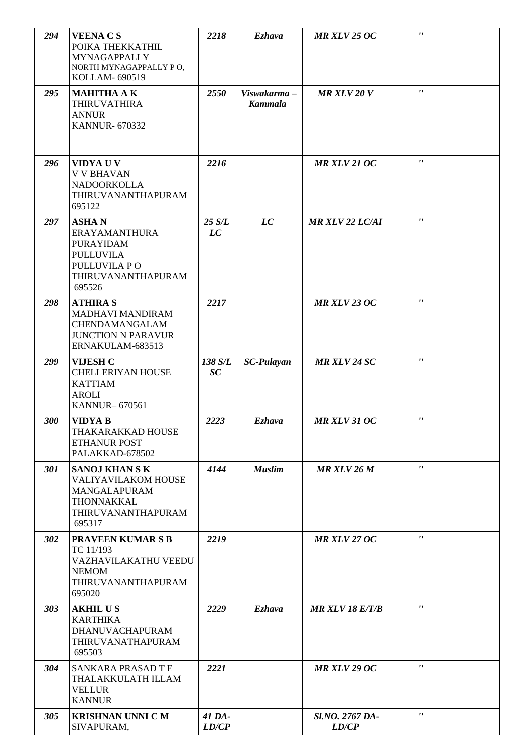| | | | | | | |
|---|---|---|---|---|---|---|
| *294* | **VEENA C S**<br>POIKA THEKKATHIL<br>MYNAGAPPALLY<br>NORTH MYNAGAPPALLY P O,<br>KOLLAM- 690519 | *2218* | *Ezhava* | *MR XLV 25 OC* | '' | |
| *295* | **MAHITHA A K**<br>THIRUVATHIRA<br>ANNUR<br>KANNUR- 670332 | *2550* | *Viswakarma – Kammala* | *MR XLV 20 V* | '' | |
| *296* | **VIDYA U V**<br>V V BHAVAN<br>NADOORKOLLA<br>THIRUVANANTHAPURAM<br>695122 | *2216* | | *MR XLV 21 OC* | '' | |
| *297* | **ASHA N**<br>ERAYAMANTHURA<br>PURAYIDAM<br>PULLUVILA<br>PULLUVILA P O<br>THIRUVANANTHAPURAM<br>695526 | *25 S/L LC* | *LC* | *MR XLV 22 LC/AI* | '' | |
| *298* | **ATHIRA S**<br>MADHAVI MANDIRAM<br>CHENDAMANGALAM<br>JUNCTION N PARAVUR<br>ERNAKULAM-683513 | *2217* | | *MR XLV 23 OC* | '' | |
| *299* | **VIJESH C**<br>CHELLERIYAN HOUSE<br>KATTIAM<br>AROLI<br>KANNUR– 670561 | *138 S/L SC* | *SC-Pulayan* | *MR XLV 24 SC* | '' | |
| *300* | **VIDYA B**<br>THAKARAKKAD HOUSE<br>ETHANUR POST<br>PALAKKAD-678502 | *2223* | *Ezhava* | *MR XLV 31 OC* | '' | |
| *301* | **SANOJ KHAN S K**<br>VALIYAVILAKOM HOUSE<br>MANGALAPURAM<br>THONNAKKAL<br>THIRUVANANTHAPURAM<br>695317 | *4144* | *Muslim* | *MR XLV 26 M* | '' | |
| *302* | **PRAVEEN KUMAR S B**<br>TC 11/193<br>VAZHAVILAKATHU VEEDU<br>NEMOM<br>THIRUVANANTHAPURAM<br>695020 | *2219* | | *MR XLV 27 OC* | '' | |
| *303* | **AKHIL U S**<br>KARTHIKA<br>DHANUVACHAPURAM<br>THIRUVANATHAPURAM<br>695503 | *2229* | *Ezhava* | *MR XLV 18 E/T/B* | '' | |
| *304* | SANKARA PRASAD T E<br>THALAKKULATH ILLAM<br>VELLUR<br>KANNUR | *2221* | | *MR XLV 29 OC* | '' | |
| *305* | **KRISHNAN UNNI C M**<br>SIVAPURAM, | *41 DA-LD/CP* | | *Sl.NO. 2767 DA-LD/CP* | '' | |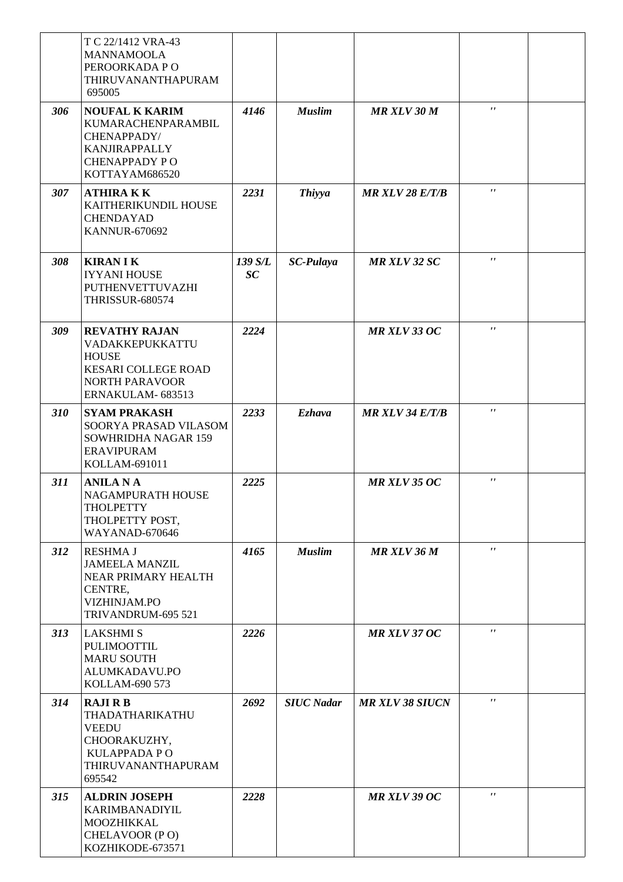| | | | | | | |
|---|---|---|---|---|---|---|
| | T C 22/1412 VRA-43<br>MANNAMOOLA<br>PEROORKADA P O<br>THIRUVANANTHAPURAM<br>695005 | | | | | |
| ***306*** | **NOUFAL K KARIM**<br>KUMARACHENPARAMBIL<br>CHENAPPADY/<br>KANJIRAPPALLY<br>CHENAPPADY P O<br>KOTTAYAM686520 | ***4146*** | ***Muslim*** | ***MR XLV 30 M*** | ***''*** | |
| ***307*** | **ATHIRA K K**<br>KAITHERIKUNDIL HOUSE<br>CHENDAYAD<br>KANNUR-670692 | ***2231*** | ***Thiyya*** | ***MR XLV 28 E/T/B*** | ***''*** | |
| ***308*** | **KIRAN I K**<br>IYYANI HOUSE<br>PUTHENVETTUVAZHI<br>THRISSUR-680574 | ***139 S/L SC*** | ***SC-Pulaya*** | ***MR XLV 32 SC*** | ***''*** | |
| ***309*** | **REVATHY RAJAN**<br>VADAKKEPUKKATTU<br>HOUSE<br>KESARI COLLEGE ROAD<br>NORTH PARAVOOR<br>ERNAKULAM- 683513 | ***2224*** | | ***MR XLV 33 OC*** | ***''*** | |
| ***310*** | **SYAM PRAKASH**<br>SOORYA PRASAD VILASOM<br>SOWHRIDHA NAGAR 159<br>ERAVIPURAM<br>KOLLAM-691011 | ***2233*** | ***Ezhava*** | ***MR XLV 34 E/T/B*** | ***''*** | |
| ***311*** | **ANILA N A**<br>NAGAMPURATH HOUSE<br>THOLPETTY<br>THOLPETTY POST,<br>WAYANAD-670646 | ***2225*** | | ***MR XLV 35 OC*** | ***''*** | |
| ***312*** | RESHMA J<br>JAMEELA MANZIL<br>NEAR PRIMARY HEALTH<br>CENTRE,<br>VIZHINJAM.PO<br>TRIVANDRUM-695 521 | ***4165*** | ***Muslim*** | ***MR XLV 36 M*** | ***''*** | |
| ***313*** | LAKSHMI S<br>PULIMOOTTIL<br>MARU SOUTH<br>ALUMKADAVU.PO<br>KOLLAM-690 573 | ***2226*** | | ***MR XLV 37 OC*** | ***''*** | |
| ***314*** | **RAJI R B**<br>THADATHARIKATHU<br>VEEDU<br>CHOORAKUZHY,<br>KULAPPADA P O<br>THIRUVANANTHAPURAM<br>695542 | ***2692*** | ***SIUC Nadar*** | ***MR XLV 38 SIUCN*** | ***''*** | |
| ***315*** | **ALDRIN JOSEPH**<br>KARIMBANADIYIL<br>MOOZHIKKAL<br>CHELAVOOR (P O)<br>KOZHIKODE-673571 | ***2228*** | | ***MR XLV 39 OC*** | ***''*** | |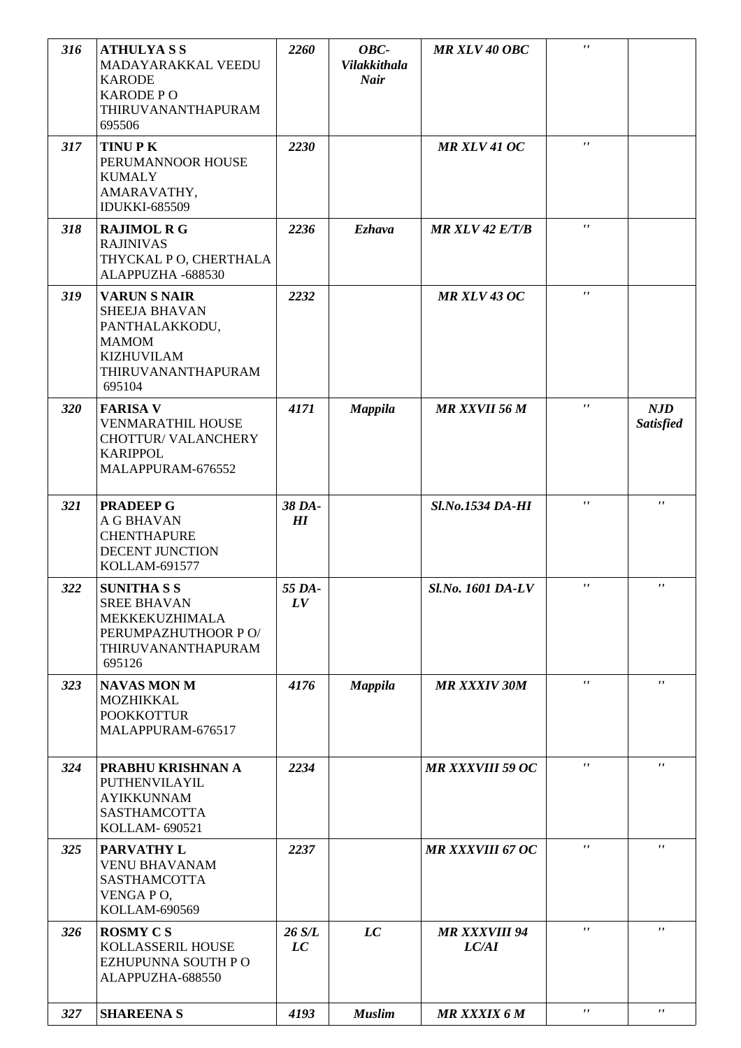| 316 | **ATHULYA S S**<br>MADAYARAKKAL VEEDU<br>KARODE<br>KARODE P O<br>THIRUVANANTHAPURAM<br>695506 | *2260* | *OBC-Vilakkithala Nair* | *MR XLV 40 OBC* | *''* | |
|---|---|---|---|---|---|---|
| 317 | **TINU P K**<br>PERUMANNOOR HOUSE<br>KUMALY<br>AMARAVATHY,<br>IDUKKI-685509 | *2230* | | *MR XLV 41 OC* | *''* | |
| 318 | **RAJIMOL R G**<br>RAJINIVAS<br>THYCKAL P O, CHERTHALA<br>ALAPPUZHA -688530 | *2236* | *Ezhava* | *MR XLV 42 E/T/B* | *''* | |
| 319 | **VARUN S NAIR**<br>SHEEJA BHAVAN<br>PANTHALAKKODU,<br>MAMOM<br>KIZHUVILAM<br>THIRUVANANTHAPURAM<br>695104 | *2232* | | *MR XLV 43 OC* | *''* | |
| 320 | **FARISA V**<br>VENMARATHIL HOUSE<br>CHOTTUR/ VALANCHERY<br>KARIPPOL<br>MALAPPURAM-676552 | *4171* | *Mappila* | *MR XXVII 56 M* | *''* | *NJD Satisfied* |
| 321 | **PRADEEP G**<br>A G BHAVAN<br>CHENTHAPURE<br>DECENT JUNCTION<br>KOLLAM-691577 | *38 DA-HI* | | *Sl.No.1534 DA-HI* | *''* | *''* |
| 322 | **SUNITHA S S**<br>SREE BHAVAN<br>MEKKEKUZHIMALA<br>PERUMPAZHUTHOOR P O/<br>THIRUVANANTHAPURAM<br>695126 | *55 DA-LV* | | *Sl.No. 1601 DA-LV* | *''* | *''* |
| 323 | **NAVAS MON M**<br>MOZHIKKAL<br>POOKKOTTUR<br>MALAPPURAM-676517 | *4176* | *Mappila* | *MR XXXIV 30M* | *''* | *''* |
| 324 | **PRABHU KRISHNAN A**<br>PUTHENVILAYIL<br>AYIKKUNNAM<br>SASTHAMCOTTA<br>KOLLAM- 690521 | *2234* | | *MR XXXVIII 59 OC* | *''* | *''* |
| 325 | **PARVATHY L**<br>VENU BHAVANAM<br>SASTHAMCOTTA<br>VENGA P O,<br>KOLLAM-690569 | *2237* | | *MR XXXVIII 67 OC* | *''* | *''* |
| 326 | **ROSMY C S**<br>KOLLASSERIL HOUSE<br>EZHUPUNNA SOUTH P O<br>ALAPPUZHA-688550 | *26 S/L LC* | *LC* | *MR XXXVIII 94 LC/AI* | *''* | *''* |
| 327 | **SHAREENA S** | *4193* | *Muslim* | *MR XXXIX 6 M* | *''* | *''* |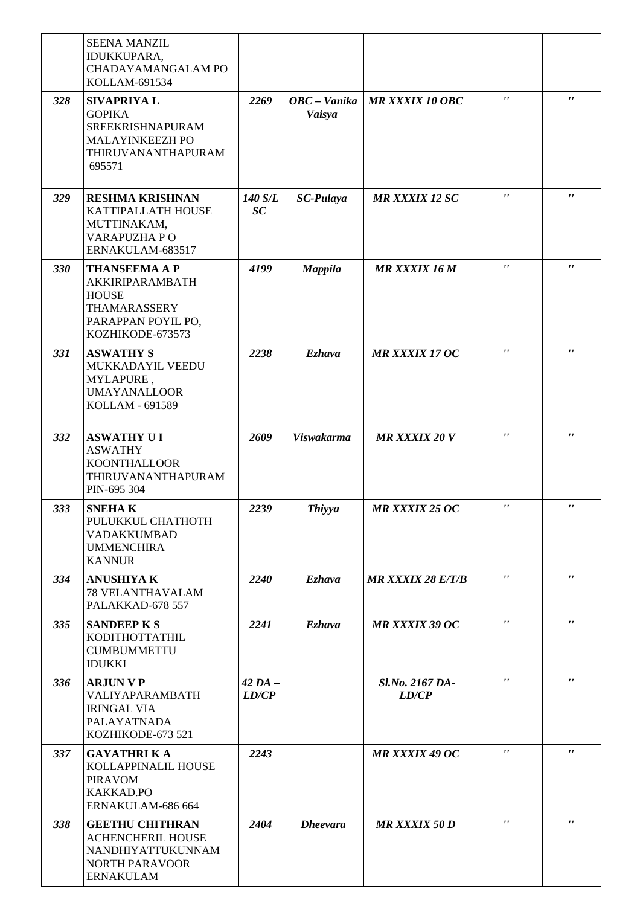| | | | | | | |
|---|---|---|---|---|---|---|
| | SEENA MANZIL<br>IDUKKUPARA,<br>CHADAYAMANGALAM PO<br>KOLLAM-691534 | | | | | |
| ***328*** | **SIVAPRIYA L**<br>GOPIKA<br>SREEKRISHNAPURAM<br>MALAYINKEEZH PO<br>THIRUVANANTHAPURAM<br>695571 | ***2269*** | ***OBC – Vanika Vaisya*** | ***MR XXXIX 10 OBC*** | *''* | *''* |
| ***329*** | **RESHMA KRISHNAN**<br>KATTIPALLATH HOUSE<br>MUTTINAKAM,<br>VARAPUZHA P O<br>ERNAKULAM-683517 | ***140 S/L SC*** | ***SC-Pulaya*** | ***MR XXXIX 12 SC*** | *''* | *''* |
| ***330*** | **THANSEEMA A P**<br>AKKIRIPARAMBATH<br>HOUSE<br>THAMARASSERY<br>PARAPPAN POYIL PO,<br>KOZHIKODE-673573 | ***4199*** | ***Mappila*** | ***MR XXXIX 16 M*** | *''* | *''* |
| ***331*** | **ASWATHY S**<br>MUKKADAYIL VEEDU<br>MYLAPURE ,<br>UMAYANALLOOR<br>KOLLAM - 691589 | ***2238*** | ***Ezhava*** | ***MR XXXIX 17 OC*** | *''* | *''* |
| ***332*** | **ASWATHY U I**<br>ASWATHY<br>KOONTHALLOOR<br>THIRUVANANTHAPURAM<br>PIN-695 304 | ***2609*** | ***Viswakarma*** | ***MR XXXIX 20 V*** | *''* | *''* |
| ***333*** | **SNEHA K**<br>PULUKKUL CHATHOTH<br>VADAKKUMBAD<br>UMMENCHIRA<br>KANNUR | ***2239*** | ***Thiyya*** | ***MR XXXIX 25 OC*** | *''* | *''* |
| ***334*** | **ANUSHIYA K**<br>78 VELANTHAVALAM<br>PALAKKAD-678 557 | ***2240*** | ***Ezhava*** | ***MR XXXIX 28 E/T/B*** | *''* | *''* |
| ***335*** | **SANDEEP K S**<br>KODITHOTTATHIL<br>CUMBUMMETTU<br>IDUKKI | ***2241*** | ***Ezhava*** | ***MR XXXIX 39 OC*** | *''* | *''* |
| ***336*** | **ARJUN V P**<br>VALIYAPARAMBATH<br>IRINGAL VIA<br>PALAYATNADA<br>KOZHIKODE-673 521 | ***42 DA – LD/CP*** | | ***Sl.No. 2167 DA-LD/CP*** | *''* | *''* |
| ***337*** | **GAYATHRI K A**<br>KOLLAPPINALIL HOUSE<br>PIRAVOM<br>KAKKAD.PO<br>ERNAKULAM-686 664 | ***2243*** | | ***MR XXXIX 49 OC*** | *''* | *''* |
| ***338*** | **GEETHU CHITHRAN**<br>ACHENCHERIL HOUSE<br>NANDHIYATTUKUNNAM<br>NORTH PARAVOOR<br>ERNAKULAM | ***2404*** | ***Dheevara*** | ***MR XXXIX 50 D*** | *''* | *''* |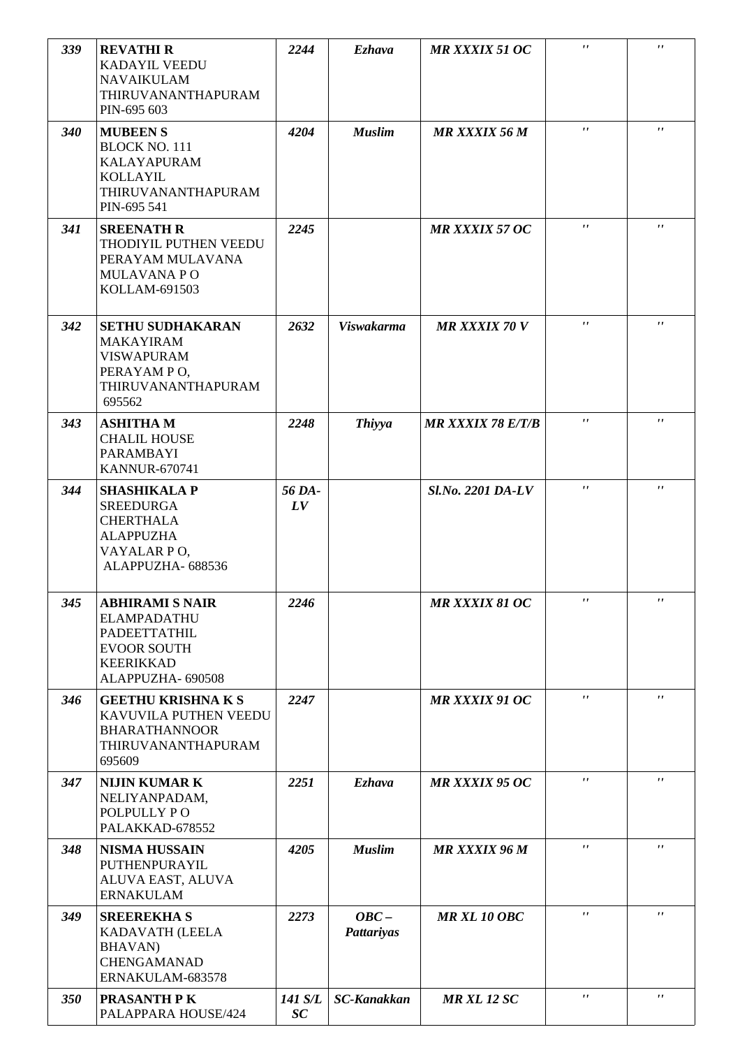| | | | | | | |
|---|---|---|---|---|---|---|
| *339* | **REVATHI R**<br>KADAYIL VEEDU<br>NAVAIKULAM<br>THIRUVANANTHAPURAM<br>PIN-695 603 | *2244* | *Ezhava* | *MR XXXIX 51 OC* | *''* | *''* |
| *340* | **MUBEEN S**<br>BLOCK NO. 111<br>KALAYAPURAM<br>KOLLAYIL<br>THIRUVANANTHAPURAM<br>PIN-695 541 | *4204* | *Muslim* | *MR XXXIX 56 M* | *''* | *''* |
| *341* | **SREENATH R**<br>THODIYIL PUTHEN VEEDU<br>PERAYAM MULAVANA<br>MULAVANA P O<br>KOLLAM-691503 | *2245* | | *MR XXXIX 57 OC* | *''* | *''* |
| *342* | **SETHU SUDHAKARAN**<br>MAKAYIRAM<br>VISWAPURAM<br>PERAYAM P O,<br>THIRUVANANTHAPURAM<br>695562 | *2632* | *Viswakarma* | *MR XXXIX 70 V* | *''* | *''* |
| *343* | **ASHITHA M**<br>CHALIL HOUSE<br>PARAMBAYI<br>KANNUR-670741 | *2248* | *Thiyya* | *MR XXXIX 78 E/T/B* | *''* | *''* |
| *344* | **SHASHIKALA P**<br>SREEDURGA<br>CHERTHALA<br>ALAPPUZHA<br>VAYALAR P O,<br>ALAPPUZHA- 688536 | *56 DA-LV* | | *Sl.No. 2201 DA-LV* | *''* | *''* |
| *345* | **ABHIRAMI S NAIR**<br>ELAMPADATHU<br>PADEETTATHIL<br>EVOOR SOUTH<br>KEERIKKAD<br>ALAPPUZHA- 690508 | *2246* | | *MR XXXIX 81 OC* | *''* | *''* |
| *346* | **GEETHU KRISHNA K S**<br>KAVUVILA PUTHEN VEEDU<br>BHARATHANNOOR<br>THIRUVANANTHAPURAM<br>695609 | *2247* | | *MR XXXIX 91 OC* | *''* | *''* |
| *347* | **NIJIN KUMAR K**<br>NELIYANPADAM,<br>POLPULLY P O<br>PALAKKAD-678552 | *2251* | *Ezhava* | *MR XXXIX 95 OC* | *''* | *''* |
| *348* | **NISMA HUSSAIN**<br>PUTHENPURAYIL<br>ALUVA EAST, ALUVA<br>ERNAKULAM | *4205* | *Muslim* | *MR XXXIX 96 M* | *''* | *''* |
| *349* | **SREEREKHA S**<br>KADAVATH (LEELA BHAVAN)<br>CHENGAMANAD<br>ERNAKULAM-683578 | *2273* | *OBC – Pattariyas* | *MR XL 10 OBC* | *''* | *''* |
| *350* | **PRASANTH P K**<br>PALAPPARA HOUSE/424 | *141 S/L SC* | *SC-Kanakkan* | *MR XL 12 SC* | *''* | *''* |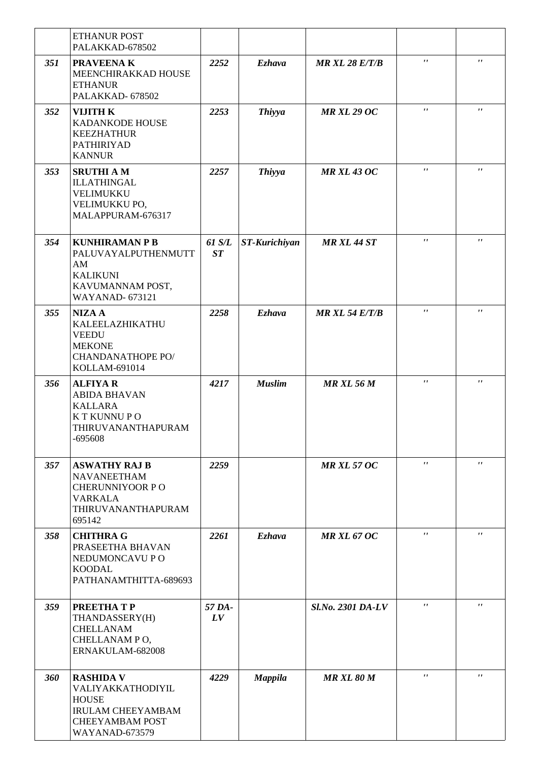| | | | | | | |
|---|---|---|---|---|---|---|
| | ETHANUR POST PALAKKAD-678502 | | | | | |
| ***351*** | **PRAVEENA K** MEENCHIRAKKAD HOUSE ETHANUR PALAKKAD- 678502 | ***2252*** | ***Ezhava*** | ***MR XL 28 E/T/B*** | '' | '' |
| ***352*** | **VIJITH K** KADANKODE HOUSE KEEZHATHUR PATHIRIYAD KANNUR | ***2253*** | ***Thiyya*** | ***MR XL 29 OC*** | '' | '' |
| ***353*** | **SRUTHI A M** ILLATHINGAL VELIMUKKU VELIMUKKU PO, MALAPPURAM-676317 | ***2257*** | ***Thiyya*** | ***MR XL 43 OC*** | '' | '' |
| ***354*** | **KUNHIRAMAN P B** PALUVAYALPUTHENMUTT AM KALIKUNI KAVUMANNAM POST, WAYANAD- 673121 | ***61 S/L ST*** | ***ST-Kurichiyan*** | ***MR XL 44 ST*** | '' | '' |
| ***355*** | **NIZA A** KALEELAZHIKATHU VEEDU MEKONE CHANDANATHOPE PO/ KOLLAM-691014 | ***2258*** | ***Ezhava*** | ***MR XL 54 E/T/B*** | '' | '' |
| ***356*** | **ALFIYA R** ABIDA BHAVAN KALLARA K T KUNNU P O THIRUVANANTHAPURAM -695608 | ***4217*** | ***Muslim*** | ***MR XL 56 M*** | '' | '' |
| ***357*** | **ASWATHY RAJ B** NAVANEETHAM CHERUNNIYOOR P O VARKALA THIRUVANANTHAPURAM 695142 | ***2259*** | | ***MR XL 57 OC*** | '' | '' |
| ***358*** | **CHITHRA G** PRASEETHA BHAVAN NEDUMONCAVU P O KOODAL PATHANAMTHITTA-689693 | ***2261*** | ***Ezhava*** | ***MR XL 67 OC*** | '' | '' |
| ***359*** | **PREETHA T P** THANDASSERY(H) CHELLANAM CHELLANAM P O, ERNAKULAM-682008 | ***57 DA-LV*** | | ***Sl.No. 2301 DA-LV*** | '' | '' |
| ***360*** | **RASHIDA V** VALIYAKKATHODIYIL HOUSE IRULAM CHEEYAMBAM CHEEYAMBAM POST WAYANAD-673579 | ***4229*** | ***Mappila*** | ***MR XL 80 M*** | '' | '' |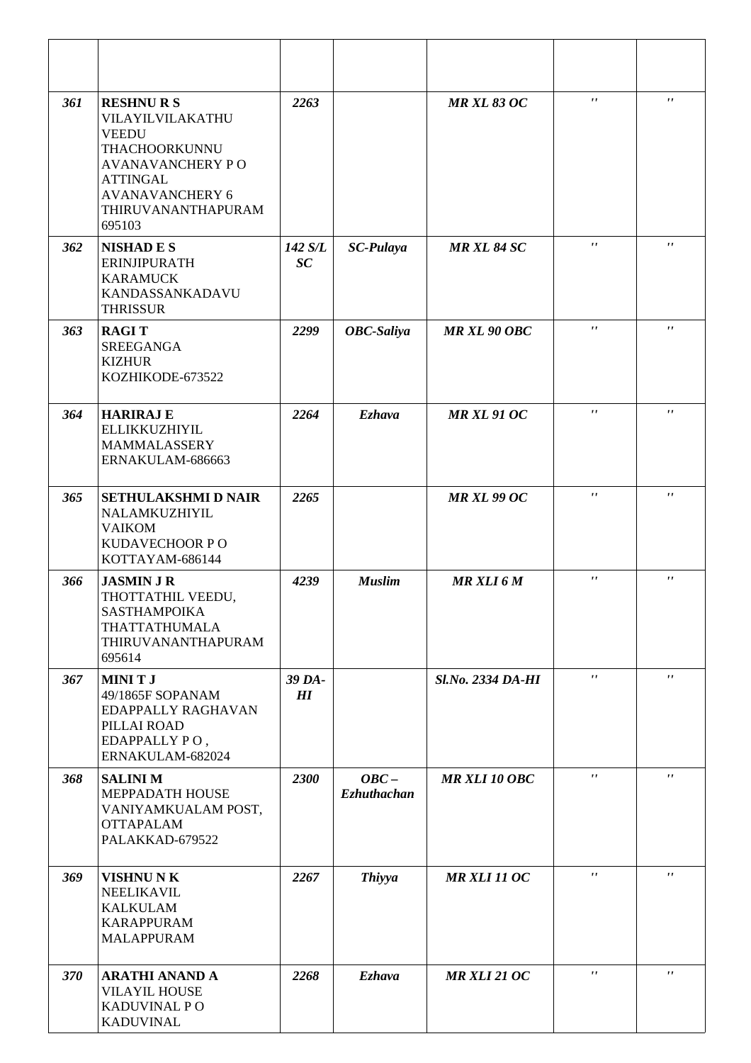| | | | | | | |
|---|---|---|---|---|---|---|
| *361* | **RESHNU R S** VILAYILVILAKATHU VEEDU THACHOORKUNNU AVANAVANCHERY P O ATTINGAL AVANAVANCHERY 6 THIRUVANANTHAPURAM 695103 | *2263* | | *MR XL 83 OC* | *''* | *''* |
| *362* | **NISHAD E S** ERINJIPURATH KARAMUCK KANDASSANKADAVU THRISSUR | *142 S/L SC* | *SC-Pulaya* | *MR XL 84 SC* | *''* | *''* |
| *363* | **RAGI T** SREEGANGA KIZHUR KOZHIKODE-673522 | *2299* | *OBC-Saliya* | *MR XL 90 OBC* | *''* | *''* |
| *364* | **HARIRAJ E** ELLIKKUZHIYIL MAMMALASSERY ERNAKULAM-686663 | *2264* | *Ezhava* | *MR XL 91 OC* | *''* | *''* |
| *365* | **SETHULAKSHMI D NAIR** NALAMKUZHIYIL VAIKOM KUDAVECHOOR P O KOTTAYAM-686144 | *2265* | | *MR XL 99 OC* | *''* | *''* |
| *366* | **JASMIN J R** THOTTATHIL VEEDU, SASTHAMPOIKA THATTATHUMALA THIRUVANANTHAPURAM 695614 | *4239* | *Muslim* | *MR XLI 6 M* | *''* | *''* |
| *367* | **MINI T J** 49/1865F SOPANAM EDAPPALLY RAGHAVAN PILLAI ROAD EDAPPALLY P O , ERNAKULAM-682024 | *39 DA-HI* | | *Sl.No. 2334 DA-HI* | *''* | *''* |
| *368* | **SALINI M** MEPPADATH HOUSE VANIYAMKUALAM POST, OTTAPALAM PALAKKAD-679522 | *2300* | *OBC – Ezhuthachan* | *MR XLI 10 OBC* | *''* | *''* |
| *369* | **VISHNU N K** NEELIKAVIL KALKULAM KARAPPURAM MALAPPURAM | *2267* | *Thiyya* | *MR XLI 11 OC* | *''* | *''* |
| *370* | **ARATHI ANAND A** VILAYIL HOUSE KADUVINAL P O KADUVINAL | *2268* | *Ezhava* | *MR XLI 21 OC* | *''* | *''* |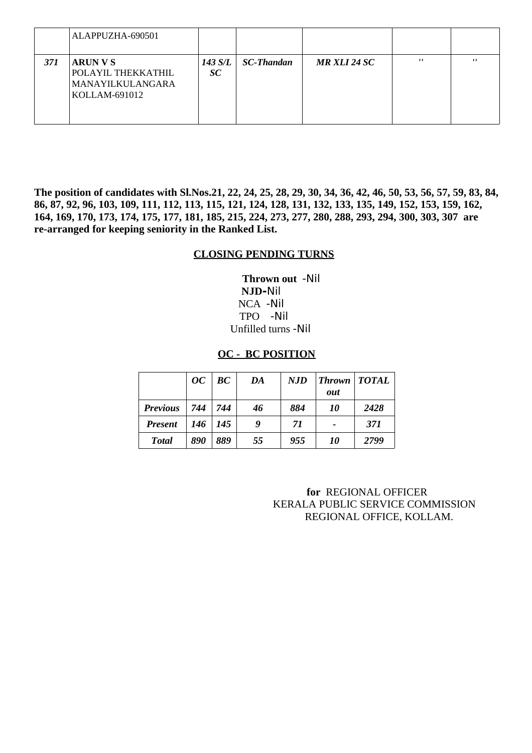| | | | | | | |
|---|---|---|---|---|---|---|
| | ALAPPUZHA-690501 | | | | | |
| *371* | **ARUN V S** POLAYIL THEKKATHIL MANAYILKULANGARA KOLLAM-691012 | *143 S/L SC* | *SC-Thandan* | *MR XLI 24 SC* | " | " |

**The position of candidates with Sl.Nos.21, 22, 24, 25, 28, 29, 30, 34, 36, 42, 46, 50, 53, 56, 57, 59, 83, 84, 86, 87, 92, 96, 103, 109, 111, 112, 113, 115, 121, 124, 128, 131, 132, 133, 135, 149, 152, 153, 159, 162, 164, 169, 170, 173, 174, 175, 177, 181, 185, 215, 224, 273, 277, 280, 288, 293, 294, 300, 303, 307 are re-arranged for keeping seniority in the Ranked List.**

## CLOSING PENDING TURNS

**Thrown out** -Nil
**NJD**-Nil
NCA -Nil
TPO -Nil
Unfilled turns -Nil

## OC - BC POSITION

| | *OC* | *BC* | *DA* | *NJD* | *Thrown out* | *TOTAL* |
|---|---|---|---|---|---|---|
| *Previous* | *744* | *744* | *46* | *884* | *10* | *2428* |
| *Present* | *146* | *145* | *9* | *71* | *-* | *371* |
| *Total* | *890* | *889* | *55* | *955* | *10* | *2799* |

**for** REGIONAL OFFICER
KERALA PUBLIC SERVICE COMMISSION
REGIONAL OFFICE, KOLLAM.